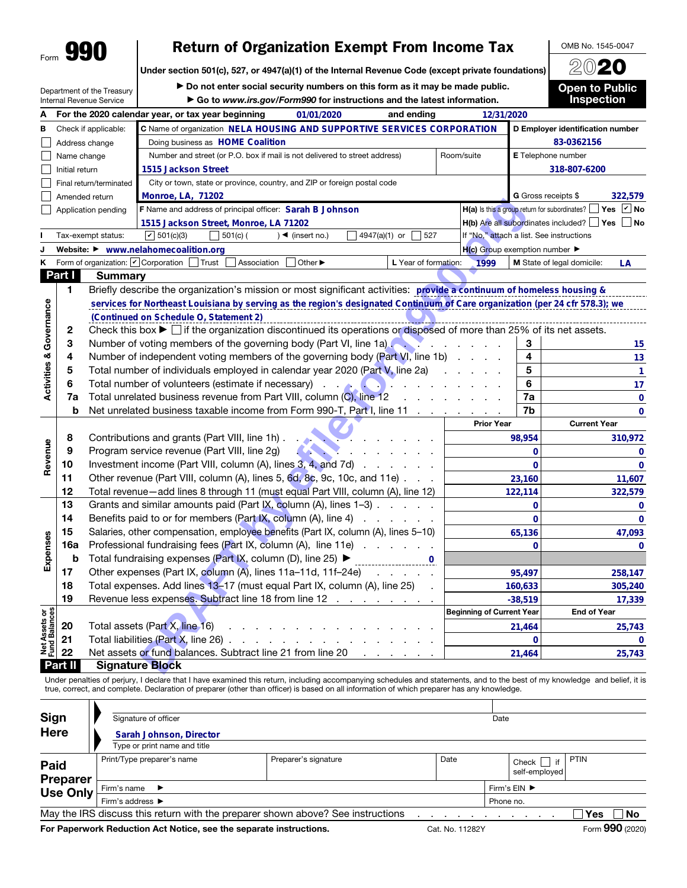Form **990**

# Return of Organization Exempt From Income Tax

Under section 501(c), 527, or 4947(a)(1) of the Internal Revenue Code (except private foundations)

▶ Do not enter social security numbers on this form as it may be made public.

▶ Go to *www.irs.gov/Form990* for instructions and the latest information.

Department of the Treasury
Internal Revenue Service

OMB No. 1545-0047

**2020**

**Open to Public Inspection**

**A** For the 2020 calendar year, or tax year beginning 01/01/2020 and ending 12/31/2020

**B** Check if applicable:
- ☐ Address change
- ☐ Name change
- ☐ Initial return
- ☐ Final return/terminated
- ☐ Amended return
- ☐ Application pending

**C** Name of organization: NELA HOUSING AND SUPPORTIVE SERVICES CORPORATION

Doing business as: HOME Coalition

Number and street (or P.O. box if mail is not delivered to street address): 1515 Jackson Street — Room/suite:

City or town, state or province, country, and ZIP or foreign postal code: Monroe, LA, 71202

**D** Employer identification number: 83-0362156

**E** Telephone number: 318-807-6200

**G** Gross receipts $ 322,579

**F** Name and address of principal officer: Sarah B Johnson, 1515 Jackson Street, Monroe, LA 71202

**H(a)** Is this a group return for subordinates? ☐ Yes ☑ No

**H(b)** Are all subordinates included? ☐ Yes ☐ No
If "No," attach a list. See instructions

**H(c)** Group exemption number ▶

**I** Tax-exempt status: ☑ 501(c)(3) ☐ 501(c) ( ) ◀ (insert no.) ☐ 4947(a)(1) or ☐ 527

**J** Website: ▶ www.nelahomecoalition.org

**K** Form of organization: ☑ Corporation ☐ Trust ☐ Association ☐ Other ▶

**L** Year of formation: 1999

**M** State of legal domicile: LA

## Part I Summary

**Activities & Governance**

1. Briefly describe the organization's mission or most significant activities: provide a continuum of homeless housing & services for Northeast Louisiana by serving as the region's designated Continuum of Care organization (per 24 cfr 578.3); we (Continued on Schedule O, Statement 2)
2. Check this box ▶ ☐ if the organization discontinued its operations or disposed of more than 25% of its net assets.

| Line | Description | | Value |
|---|---|---|---|
| 3 | Number of voting members of the governing body (Part VI, line 1a) | 3 | 15 |
| 4 | Number of independent voting members of the governing body (Part VI, line 1b) | 4 | 13 |
| 5 | Total number of individuals employed in calendar year 2020 (Part V, line 2a) | 5 | 1 |
| 6 | Total number of volunteers (estimate if necessary) | 6 | 17 |
| 7a | Total unrelated business revenue from Part VIII, column (C), line 12 | 7a | 0 |
| b | Net unrelated business taxable income from Form 990-T, Part I, line 11 | 7b | 0 |

| Line | Description | Prior Year | Current Year |
|---|---|---|---|
| **Revenue** | | | |
| 8 | Contributions and grants (Part VIII, line 1h) | 98,954 | 310,972 |
| 9 | Program service revenue (Part VIII, line 2g) | 0 | 0 |
| 10 | Investment income (Part VIII, column (A), lines 3, 4, and 7d) | 0 | 0 |
| 11 | Other revenue (Part VIII, column (A), lines 5, 6d, 8c, 9c, 10c, and 11e) | 23,160 | 11,607 |
| 12 | Total revenue—add lines 8 through 11 (must equal Part VIII, column (A), line 12) | 122,114 | 322,579 |
| **Expenses** | | | |
| 13 | Grants and similar amounts paid (Part IX, column (A), lines 1–3) | 0 | 0 |
| 14 | Benefits paid to or for members (Part IX, column (A), line 4) | 0 | 0 |
| 15 | Salaries, other compensation, employee benefits (Part IX, column (A), lines 5–10) | 65,136 | 47,093 |
| 16a | Professional fundraising fees (Part IX, column (A), line 11e) | 0 | 0 |
| b | Total fundraising expenses (Part IX, column (D), line 25) ▶ 0 | | |
| 17 | Other expenses (Part IX, column (A), lines 11a–11d, 11f–24e) | 95,497 | 258,147 |
| 18 | Total expenses. Add lines 13–17 (must equal Part IX, column (A), line 25) | 160,633 | 305,240 |
| 19 | Revenue less expenses. Subtract line 18 from line 12 | -38,519 | 17,339 |

| Line | Net Assets or Fund Balances | Beginning of Current Year | End of Year |
|---|---|---|---|
| 20 | Total assets (Part X, line 16) | 21,464 | 25,743 |
| 21 | Total liabilities (Part X, line 26) | 0 | 0 |
| 22 | Net assets or fund balances. Subtract line 21 from line 20 | 21,464 | 25,743 |

## Part II Signature Block

Under penalties of perjury, I declare that I have examined this return, including accompanying schedules and statements, and to the best of my knowledge and belief, it is true, correct, and complete. Declaration of preparer (other than officer) is based on all information of which preparer has any knowledge.

**Sign Here**

Signature of officer — Date

Sarah Johnson, Director
Type or print name and title

**Paid Preparer Use Only**

| Print/Type preparer's name | Preparer's signature | Date | Check ☐ if self-employed | PTIN |
|---|---|---|---|---|
| | | | | |

Firm's name ▶ — Firm's EIN ▶

Firm's address ▶ — Phone no.

May the IRS discuss this return with the preparer shown above? See instructions ☐ Yes ☐ No

For Paperwork Reduction Act Notice, see the separate instructions. Cat. No. 11282Y Form **990** (2020)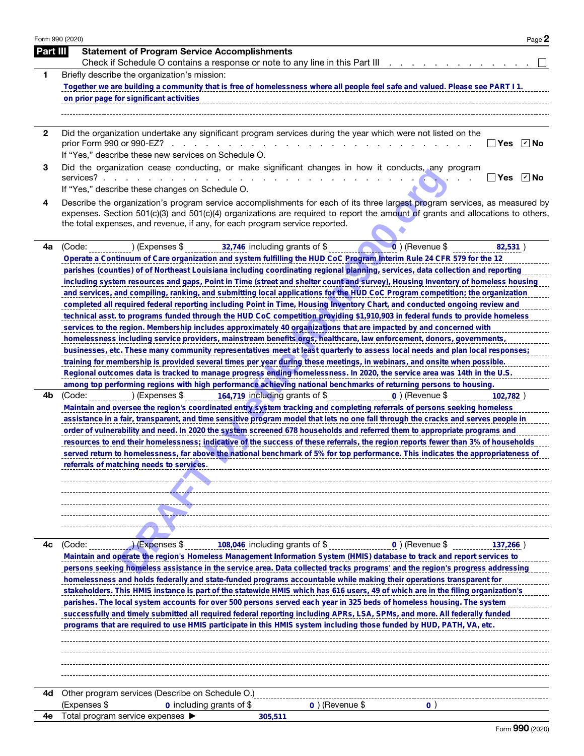Form 990 (2020)

## Part III Statement of Program Service Accomplishments

Check if Schedule O contains a response or note to any line in this Part III . . . . . . . . . . . . . . ☐

**1** Briefly describe the organization's mission:

Together we are building a community that is free of homelessness where all people feel safe and valued. Please see PART I 1. on prior page for significant activities

**2** Did the organization undertake any significant program services during the year which were not listed on the prior Form 990 or 990-EZ? . . . . . . ☐ Yes ☑ No

If "Yes," describe these new services on Schedule O.

**3** Did the organization cease conducting, or make significant changes in how it conducts, any program services? . . . . . . ☐ Yes ☑ No

If "Yes," describe these changes on Schedule O.

**4** Describe the organization's program service accomplishments for each of its three largest program services, as measured by expenses. Section 501(c)(3) and 501(c)(4) organizations are required to report the amount of grants and allocations to others, the total expenses, and revenue, if any, for each program service reported.

**4a** (Code: ) (Expenses $ 32,746 including grants of $ 0 ) (Revenue $ 82,531 )

Operate a Continuum of Care organization and system fulfilling the HUD CoC Program Interim Rule 24 CFR 579 for the 12 parishes (counties) of of Northeast Louisiana including coordinating regional planning, services, data collection and reporting including system resources and gaps, Point in Time (street and shelter count and survey), Housing Inventory of homeless housing and services, and compiling, ranking, and submitting local applications for the HUD CoC Program competition; the organization completed all required federal reporting including Point in Time, Housing Inventory Chart, and conducted ongoing review and technical asst. to programs funded through the HUD CoC competition providing $1,910,903 in federal funds to provide homeless services to the region. Membership includes approximately 40 organizations that are impacted by and concerned with homelessness including service providers, mainstream benefits orgs, healthcare, law enforcement, donors, governments, businesses, etc. These many community representatives meet at least quarterly to assess local needs and plan local responses; training for membership is provided several times per year during these meetings, in webinars, and onsite when possible. Regional outcomes data is tracked to manage progress ending homelessness. In 2020, the service area was 14th in the U.S. among top performing regions with high performance achieving national benchmarks of returning persons to housing.

**4b** (Code: ) (Expenses $ 164,719 including grants of $ 0 ) (Revenue $ 102,782 )

Maintain and oversee the region's coordinated entry system tracking and completing referrals of persons seeking homeless assistance in a fair, transparent, and time sensitive program model that lets no one fall through the cracks and serves people in order of vulnerability and need. In 2020 the system screened 678 households and referred them to appropriate programs and resources to end their homelessness; indicative of the success of these referrals, the region reports fewer than 3% of households served return to homelessness, far above the national benchmark of 5% for top performance. This indicates the appropriateness of referrals of matching needs to services.

**4c** (Code: ) (Expenses $ 108,046 including grants of $ 0 ) (Revenue $ 137,266 )

Maintain and operate the region's Homeless Management Information System (HMIS) database to track and report services to persons seeking homeless assistance in the service area. Data collected tracks programs' and the region's progress addressing homelessness and holds federally and state-funded programs accountable while making their operations transparent for stakeholders. This HMIS instance is part of the statewide HMIS which has 616 users, 49 of which are in the filing organization's parishes. The local system accounts for over 500 persons served each year in 325 beds of homeless housing. The system successfully and timely submitted all required federal reporting including APRs, LSA, SPMs, and more. All federally funded programs that are required to use HMIS participate in this HMIS system including those funded by HUD, PATH, VA, etc.

**4d** Other program services (Describe on Schedule O.)

(Expenses $ 0 including grants of $ 0 ) (Revenue $ 0 )

**4e** Total program service expenses ▶ 305,511

Form **990** (2020)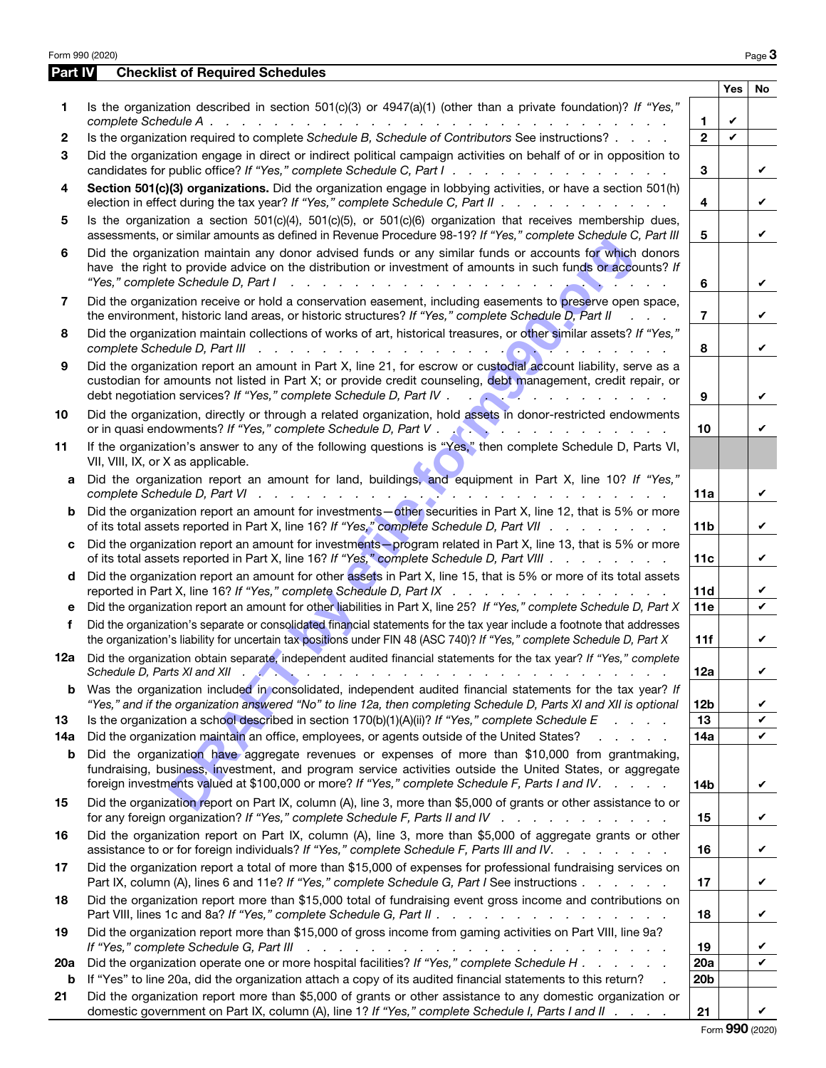## Part IV Checklist of Required Schedules

| | | | Yes | No |
|---|---|---|---|---|
| 1 | Is the organization described in section 501(c)(3) or 4947(a)(1) (other than a private foundation)? *If "Yes," complete Schedule A* | 1 | ✔ | |
| 2 | Is the organization required to complete *Schedule B, Schedule of Contributors* See instructions? | 2 | ✔ | |
| 3 | Did the organization engage in direct or indirect political campaign activities on behalf of or in opposition to candidates for public office? *If "Yes," complete Schedule C, Part I* | 3 | | ✔ |
| 4 | **Section 501(c)(3) organizations.** Did the organization engage in lobbying activities, or have a section 501(h) election in effect during the tax year? *If "Yes," complete Schedule C, Part II* | 4 | | ✔ |
| 5 | Is the organization a section 501(c)(4), 501(c)(5), or 501(c)(6) organization that receives membership dues, assessments, or similar amounts as defined in Revenue Procedure 98-19? *If "Yes," complete Schedule C, Part III* | 5 | | ✔ |
| 6 | Did the organization maintain any donor advised funds or any similar funds or accounts for which donors have the right to provide advice on the distribution or investment of amounts in such funds or accounts? *If "Yes," complete Schedule D, Part I* | 6 | | ✔ |
| 7 | Did the organization receive or hold a conservation easement, including easements to preserve open space, the environment, historic land areas, or historic structures? *If "Yes," complete Schedule D, Part II* | 7 | | ✔ |
| 8 | Did the organization maintain collections of works of art, historical treasures, or other similar assets? *If "Yes," complete Schedule D, Part III* | 8 | | ✔ |
| 9 | Did the organization report an amount in Part X, line 21, for escrow or custodial account liability, serve as a custodian for amounts not listed in Part X; or provide credit counseling, debt management, credit repair, or debt negotiation services? *If "Yes," complete Schedule D, Part IV* | 9 | | ✔ |
| 10 | Did the organization, directly or through a related organization, hold assets in donor-restricted endowments or in quasi endowments? *If "Yes," complete Schedule D, Part V* | 10 | | ✔ |
| 11 | If the organization's answer to any of the following questions is "Yes," then complete Schedule D, Parts VI, VII, VIII, IX, or X as applicable. | | | |
| a | Did the organization report an amount for land, buildings, and equipment in Part X, line 10? *If "Yes," complete Schedule D, Part VI* | 11a | | ✔ |
| b | Did the organization report an amount for investments—other securities in Part X, line 12, that is 5% or more of its total assets reported in Part X, line 16? *If "Yes," complete Schedule D, Part VII* | 11b | | ✔ |
| c | Did the organization report an amount for investments—program related in Part X, line 13, that is 5% or more of its total assets reported in Part X, line 16? *If "Yes," complete Schedule D, Part VIII* | 11c | | ✔ |
| d | Did the organization report an amount for other assets in Part X, line 15, that is 5% or more of its total assets reported in Part X, line 16? *If "Yes," complete Schedule D, Part IX* | 11d | | ✔ |
| e | Did the organization report an amount for other liabilities in Part X, line 25? *If "Yes," complete Schedule D, Part X* | 11e | | ✔ |
| f | Did the organization's separate or consolidated financial statements for the tax year include a footnote that addresses the organization's liability for uncertain tax positions under FIN 48 (ASC 740)? *If "Yes," complete Schedule D, Part X* | 11f | | ✔ |
| 12a | Did the organization obtain separate, independent audited financial statements for the tax year? *If "Yes," complete Schedule D, Parts XI and XII* | 12a | | ✔ |
| b | Was the organization included in consolidated, independent audited financial statements for the tax year? *If "Yes," and if the organization answered "No" to line 12a, then completing Schedule D, Parts XI and XII is optional* | 12b | | ✔ |
| 13 | Is the organization a school described in section 170(b)(1)(A)(ii)? *If "Yes," complete Schedule E* | 13 | | ✔ |
| 14a | Did the organization maintain an office, employees, or agents outside of the United States? | 14a | | ✔ |
| b | Did the organization have aggregate revenues or expenses of more than $10,000 from grantmaking, fundraising, business, investment, and program service activities outside the United States, or aggregate foreign investments valued at $100,000 or more? *If "Yes," complete Schedule F, Parts I and IV.* | 14b | | ✔ |
| 15 | Did the organization report on Part IX, column (A), line 3, more than $5,000 of grants or other assistance to or for any foreign organization? *If "Yes," complete Schedule F, Parts II and IV* | 15 | | ✔ |
| 16 | Did the organization report on Part IX, column (A), line 3, more than $5,000 of aggregate grants or other assistance to or for foreign individuals? *If "Yes," complete Schedule F, Parts III and IV.* | 16 | | ✔ |
| 17 | Did the organization report a total of more than $15,000 of expenses for professional fundraising services on Part IX, column (A), lines 6 and 11e? *If "Yes," complete Schedule G, Part I* See instructions | 17 | | ✔ |
| 18 | Did the organization report more than $15,000 total of fundraising event gross income and contributions on Part VIII, lines 1c and 8a? *If "Yes," complete Schedule G, Part II* | 18 | | ✔ |
| 19 | Did the organization report more than $15,000 of gross income from gaming activities on Part VIII, line 9a? *If "Yes," complete Schedule G, Part III* | 19 | | ✔ |
| 20a | Did the organization operate one or more hospital facilities? *If "Yes," complete Schedule H* | 20a | | ✔ |
| b | If "Yes" to line 20a, did the organization attach a copy of its audited financial statements to this return? | 20b | | |
| 21 | Did the organization report more than $5,000 of grants or other assistance to any domestic organization or domestic government on Part IX, column (A), line 1? *If "Yes," complete Schedule I, Parts I and II* | 21 | | ✔ |

Form **990** (2020)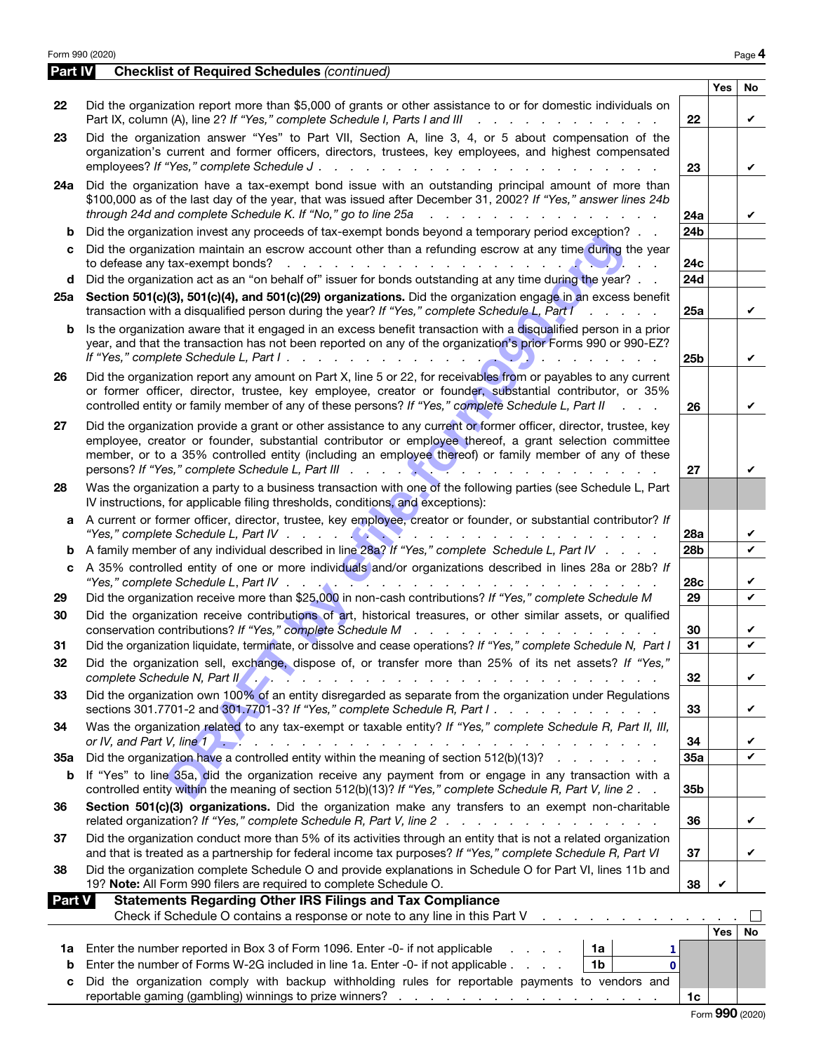## Part IV Checklist of Required Schedules *(continued)*

| | | | Yes | No |
|---|---|---|---|---|
| 22 | Did the organization report more than $5,000 of grants or other assistance to or for domestic individuals on Part IX, column (A), line 2? *If "Yes," complete Schedule I, Parts I and III* | 22 | | ✔ |
| 23 | Did the organization answer "Yes" to Part VII, Section A, line 3, 4, or 5 about compensation of the organization's current and former officers, directors, trustees, key employees, and highest compensated employees? *If "Yes," complete Schedule J* | 23 | | ✔ |
| 24a | Did the organization have a tax-exempt bond issue with an outstanding principal amount of more than $100,000 as of the last day of the year, that was issued after December 31, 2002? *If "Yes," answer lines 24b through 24d and complete Schedule K. If "No," go to line 25a* | 24a | | ✔ |
| b | Did the organization invest any proceeds of tax-exempt bonds beyond a temporary period exception? | 24b | | |
| c | Did the organization maintain an escrow account other than a refunding escrow at any time during the year to defease any tax-exempt bonds? | 24c | | |
| d | Did the organization act as an "on behalf of" issuer for bonds outstanding at any time during the year? | 24d | | |
| 25a | **Section 501(c)(3), 501(c)(4), and 501(c)(29) organizations.** Did the organization engage in an excess benefit transaction with a disqualified person during the year? *If "Yes," complete Schedule L, Part I* | 25a | | ✔ |
| b | Is the organization aware that it engaged in an excess benefit transaction with a disqualified person in a prior year, and that the transaction has not been reported on any of the organization's prior Forms 990 or 990-EZ? *If "Yes," complete Schedule L, Part I* | 25b | | ✔ |
| 26 | Did the organization report any amount on Part X, line 5 or 22, for receivables from or payables to any current or former officer, director, trustee, key employee, creator or founder, substantial contributor, or 35% controlled entity or family member of any of these persons? *If "Yes," complete Schedule L, Part II* | 26 | | ✔ |
| 27 | Did the organization provide a grant or other assistance to any current or former officer, director, trustee, key employee, creator or founder, substantial contributor or employee thereof, a grant selection committee member, or to a 35% controlled entity (including an employee thereof) or family member of any of these persons? *If "Yes," complete Schedule L, Part III* | 27 | | ✔ |
| 28 | Was the organization a party to a business transaction with one of the following parties (see Schedule L, Part IV instructions, for applicable filing thresholds, conditions, and exceptions): | | | |
| a | A current or former officer, director, trustee, key employee, creator or founder, or substantial contributor? *If "Yes," complete Schedule L, Part IV* | 28a | | ✔ |
| b | A family member of any individual described in line 28a? *If "Yes," complete Schedule L, Part IV* | 28b | | ✔ |
| c | A 35% controlled entity of one or more individuals and/or organizations described in lines 28a or 28b? *If "Yes," complete Schedule L, Part IV* | 28c | | ✔ |
| 29 | Did the organization receive more than $25,000 in non-cash contributions? *If "Yes," complete Schedule M* | 29 | | ✔ |
| 30 | Did the organization receive contributions of art, historical treasures, or other similar assets, or qualified conservation contributions? *If "Yes," complete Schedule M* | 30 | | ✔ |
| 31 | Did the organization liquidate, terminate, or dissolve and cease operations? *If "Yes," complete Schedule N, Part I* | 31 | | ✔ |
| 32 | Did the organization sell, exchange, dispose of, or transfer more than 25% of its net assets? *If "Yes," complete Schedule N, Part II* | 32 | | ✔ |
| 33 | Did the organization own 100% of an entity disregarded as separate from the organization under Regulations sections 301.7701-2 and 301.7701-3? *If "Yes," complete Schedule R, Part I* | 33 | | ✔ |
| 34 | Was the organization related to any tax-exempt or taxable entity? *If "Yes," complete Schedule R, Part II, III, or IV, and Part V, line 1* | 34 | | ✔ |
| 35a | Did the organization have a controlled entity within the meaning of section 512(b)(13)? | 35a | | ✔ |
| b | If "Yes" to line 35a, did the organization receive any payment from or engage in any transaction with a controlled entity within the meaning of section 512(b)(13)? *If "Yes," complete Schedule R, Part V, line 2* | 35b | | |
| 36 | **Section 501(c)(3) organizations.** Did the organization make any transfers to an exempt non-charitable related organization? *If "Yes," complete Schedule R, Part V, line 2* | 36 | | ✔ |
| 37 | Did the organization conduct more than 5% of its activities through an entity that is not a related organization and that is treated as a partnership for federal income tax purposes? *If "Yes," complete Schedule R, Part VI* | 37 | | ✔ |
| 38 | Did the organization complete Schedule O and provide explanations in Schedule O for Part VI, lines 11b and 19? **Note:** All Form 990 filers are required to complete Schedule O. | 38 | ✔ | |

## Part V Statements Regarding Other IRS Filings and Tax Compliance

Check if Schedule O contains a response or note to any line in this Part V ☐

| | | | | | Yes | No |
|---|---|---|---|---|---|---|
| 1a | Enter the number reported in Box 3 of Form 1096. Enter -0- if not applicable | 1a | 1 | | | |
| b | Enter the number of Forms W-2G included in line 1a. Enter -0- if not applicable | 1b | 0 | | | |
| c | Did the organization comply with backup withholding rules for reportable payments to vendors and reportable gaming (gambling) winnings to prize winners? | | | 1c | | |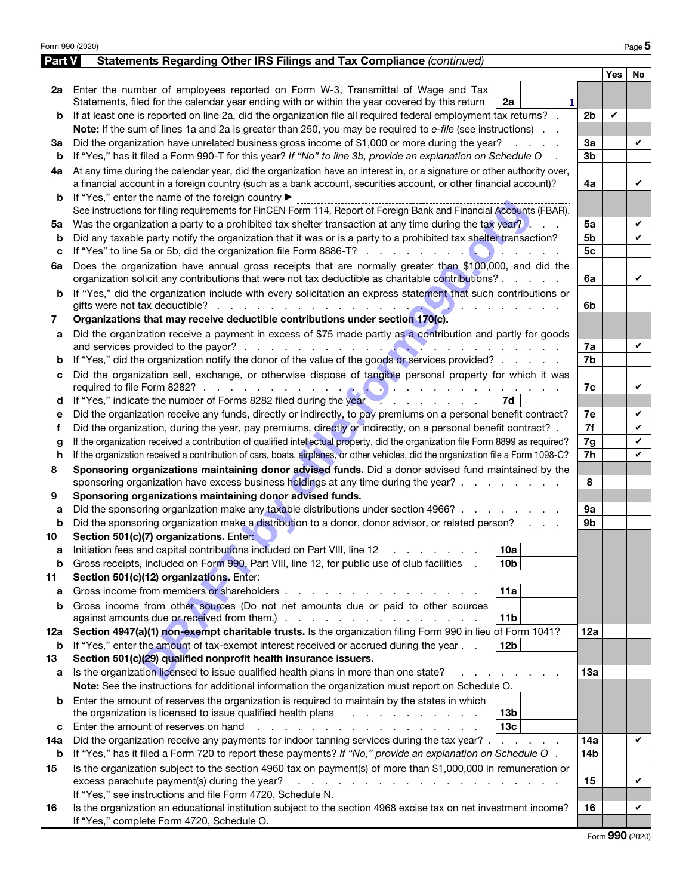## Part V Statements Regarding Other IRS Filings and Tax Compliance *(continued)*

| | | | | Yes | No |
|---|---|---|---|---|---|
| **2a** | Enter the number of employees reported on Form W-3, Transmittal of Wage and Tax Statements, filed for the calendar year ending with or within the year covered by this return | **2a** 1 | | | |
| **b** | If at least one is reported on line 2a, did the organization file all required federal employment tax returns? | | **2b** | ✔ | |
| | **Note:** If the sum of lines 1a and 2a is greater than 250, you may be required to *e-file* (see instructions) | | | | |
| **3a** | Did the organization have unrelated business gross income of $1,000 or more during the year? | | **3a** | | ✔ |
| **b** | If "Yes," has it filed a Form 990-T for this year? *If "No" to line 3b, provide an explanation on Schedule O* | | **3b** | | |
| **4a** | At any time during the calendar year, did the organization have an interest in, or a signature or other authority over, a financial account in a foreign country (such as a bank account, securities account, or other financial account)? | | **4a** | | ✔ |
| **b** | If "Yes," enter the name of the foreign country ▶ | | | | |
| | See instructions for filing requirements for FinCEN Form 114, Report of Foreign Bank and Financial Accounts (FBAR). | | | | |
| **5a** | Was the organization a party to a prohibited tax shelter transaction at any time during the tax year? | | **5a** | | ✔ |
| **b** | Did any taxable party notify the organization that it was or is a party to a prohibited tax shelter transaction? | | **5b** | | ✔ |
| **c** | If "Yes" to line 5a or 5b, did the organization file Form 8886-T? | | **5c** | | |
| **6a** | Does the organization have annual gross receipts that are normally greater than $100,000, and did the organization solicit any contributions that were not tax deductible as charitable contributions? | | **6a** | | ✔ |
| **b** | If "Yes," did the organization include with every solicitation an express statement that such contributions or gifts were not tax deductible? | | **6b** | | |
| **7** | **Organizations that may receive deductible contributions under section 170(c).** | | | | |
| **a** | Did the organization receive a payment in excess of $75 made partly as a contribution and partly for goods and services provided to the payor? | | **7a** | | ✔ |
| **b** | If "Yes," did the organization notify the donor of the value of the goods or services provided? | | **7b** | | |
| **c** | Did the organization sell, exchange, or otherwise dispose of tangible personal property for which it was required to file Form 8282? | | **7c** | | ✔ |
| **d** | If "Yes," indicate the number of Forms 8282 filed during the year | **7d** | | | |
| **e** | Did the organization receive any funds, directly or indirectly, to pay premiums on a personal benefit contract? | | **7e** | | ✔ |
| **f** | Did the organization, during the year, pay premiums, directly or indirectly, on a personal benefit contract? | | **7f** | | ✔ |
| **g** | If the organization received a contribution of qualified intellectual property, did the organization file Form 8899 as required? | | **7g** | | ✔ |
| **h** | If the organization received a contribution of cars, boats, airplanes, or other vehicles, did the organization file a Form 1098-C? | | **7h** | | ✔ |
| **8** | **Sponsoring organizations maintaining donor advised funds.** Did a donor advised fund maintained by the sponsoring organization have excess business holdings at any time during the year? | | **8** | | |
| **9** | **Sponsoring organizations maintaining donor advised funds.** | | | | |
| **a** | Did the sponsoring organization make any taxable distributions under section 4966? | | **9a** | | |
| **b** | Did the sponsoring organization make a distribution to a donor, donor advisor, or related person? | | **9b** | | |
| **10** | **Section 501(c)(7) organizations.** Enter: | | | | |
| **a** | Initiation fees and capital contributions included on Part VIII, line 12 | **10a** | | | |
| **b** | Gross receipts, included on Form 990, Part VIII, line 12, for public use of club facilities | **10b** | | | |
| **11** | **Section 501(c)(12) organizations.** Enter: | | | | |
| **a** | Gross income from members or shareholders | **11a** | | | |
| **b** | Gross income from other sources (Do not net amounts due or paid to other sources against amounts due or received from them.) | **11b** | | | |
| **12a** | **Section 4947(a)(1) non-exempt charitable trusts.** Is the organization filing Form 990 in lieu of Form 1041? | | **12a** | | |
| **b** | If "Yes," enter the amount of tax-exempt interest received or accrued during the year | **12b** | | | |
| **13** | **Section 501(c)(29) qualified nonprofit health insurance issuers.** | | | | |
| **a** | Is the organization licensed to issue qualified health plans in more than one state? | | **13a** | | |
| | **Note:** See the instructions for additional information the organization must report on Schedule O. | | | | |
| **b** | Enter the amount of reserves the organization is required to maintain by the states in which the organization is licensed to issue qualified health plans | **13b** | | | |
| **c** | Enter the amount of reserves on hand | **13c** | | | |
| **14a** | Did the organization receive any payments for indoor tanning services during the tax year? | | **14a** | | ✔ |
| **b** | If "Yes," has it filed a Form 720 to report these payments? *If "No," provide an explanation on Schedule O* | | **14b** | | |
| **15** | Is the organization subject to the section 4960 tax on payment(s) of more than $1,000,000 in remuneration or excess parachute payment(s) during the year? | | **15** | | ✔ |
| | If "Yes," see instructions and file Form 4720, Schedule N. | | | | |
| **16** | Is the organization an educational institution subject to the section 4968 excise tax on net investment income? | | **16** | | ✔ |
| | If "Yes," complete Form 4720, Schedule O. | | | | |

Form **990** (2020)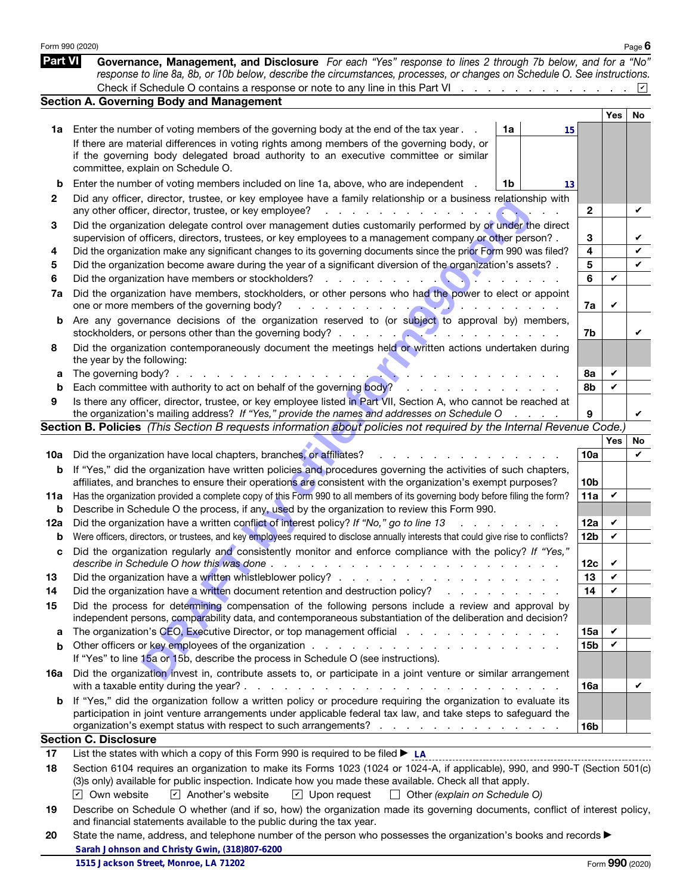## Part VI Governance, Management, and Disclosure

*For each "Yes" response to lines 2 through 7b below, and for a "No" response to line 8a, 8b, or 10b below, describe the circumstances, processes, or changes on Schedule O. See instructions.*

Check if Schedule O contains a response or note to any line in this Part VI . . . . . . . . . . . . . . . ☑

### Section A. Governing Body and Management

| | | | | Yes | No |
|---|---|---|---|---|---|
| **1a** | Enter the number of voting members of the governing body at the end of the tax year . . **1a** 15<br>If there are material differences in voting rights among members of the governing body, or if the governing body delegated broad authority to an executive committee or similar committee, explain on Schedule O. | | | | |
| **b** | Enter the number of voting members included on line 1a, above, who are independent . **1b** 13 | | | | |
| **2** | Did any officer, director, trustee, or key employee have a family relationship or a business relationship with any other officer, director, trustee, or key employee? | | 2 | | ✔ |
| **3** | Did the organization delegate control over management duties customarily performed by or under the direct supervision of officers, directors, trustees, or key employees to a management company or other person? | | 3 | | ✔ |
| **4** | Did the organization make any significant changes to its governing documents since the prior Form 990 was filed? | | 4 | | ✔ |
| **5** | Did the organization become aware during the year of a significant diversion of the organization's assets? | | 5 | | ✔ |
| **6** | Did the organization have members or stockholders? | | 6 | ✔ | |
| **7a** | Did the organization have members, stockholders, or other persons who had the power to elect or appoint one or more members of the governing body? | | 7a | ✔ | |
| **b** | Are any governance decisions of the organization reserved to (or subject to approval by) members, stockholders, or persons other than the governing body? | | 7b | | ✔ |
| **8** | Did the organization contemporaneously document the meetings held or written actions undertaken during the year by the following: | | | | |
| **a** | The governing body? | | 8a | ✔ | |
| **b** | Each committee with authority to act on behalf of the governing body? | | 8b | ✔ | |
| **9** | Is there any officer, director, trustee, or key employee listed in Part VII, Section A, who cannot be reached at the organization's mailing address? *If "Yes," provide the names and addresses on Schedule O* | | 9 | | ✔ |

### Section B. Policies *(This Section B requests information about policies not required by the Internal Revenue Code.)*

| | | | Yes | No |
|---|---|---|---|---|
| **10a** | Did the organization have local chapters, branches, or affiliates? | 10a | | ✔ |
| **b** | If "Yes," did the organization have written policies and procedures governing the activities of such chapters, affiliates, and branches to ensure their operations are consistent with the organization's exempt purposes? | 10b | | |
| **11a** | Has the organization provided a complete copy of this Form 990 to all members of its governing body before filing the form? | 11a | ✔ | |
| **b** | Describe in Schedule O the process, if any, used by the organization to review this Form 990. | | | |
| **12a** | Did the organization have a written conflict of interest policy? *If "No," go to line 13* | 12a | ✔ | |
| **b** | Were officers, directors, or trustees, and key employees required to disclose annually interests that could give rise to conflicts? | 12b | ✔ | |
| **c** | Did the organization regularly and consistently monitor and enforce compliance with the policy? *If "Yes," describe in Schedule O how this was done* | 12c | ✔ | |
| **13** | Did the organization have a written whistleblower policy? | 13 | ✔ | |
| **14** | Did the organization have a written document retention and destruction policy? | 14 | ✔ | |
| **15** | Did the process for determining compensation of the following persons include a review and approval by independent persons, comparability data, and contemporaneous substantiation of the deliberation and decision? | | | |
| **a** | The organization's CEO, Executive Director, or top management official | 15a | ✔ | |
| **b** | Other officers or key employees of the organization<br>If "Yes" to line 15a or 15b, describe the process in Schedule O (see instructions). | 15b | ✔ | |
| **16a** | Did the organization invest in, contribute assets to, or participate in a joint venture or similar arrangement with a taxable entity during the year? | 16a | | ✔ |
| **b** | If "Yes," did the organization follow a written policy or procedure requiring the organization to evaluate its participation in joint venture arrangements under applicable federal tax law, and take steps to safeguard the organization's exempt status with respect to such arrangements? | 16b | | |

### Section C. Disclosure

**17** List the states with which a copy of this Form 990 is required to be filed ▶ LA

**18** Section 6104 requires an organization to make its Forms 1023 (1024 or 1024-A, if applicable), 990, and 990-T (Section 501(c)(3)s only) available for public inspection. Indicate how you made these available. Check all that apply.

☑ Own website ☑ Another's website ☑ Upon request ☐ Other *(explain on Schedule O)*

**19** Describe on Schedule O whether (and if so, how) the organization made its governing documents, conflict of interest policy, and financial statements available to the public during the tax year.

**20** State the name, address, and telephone number of the person who possesses the organization's books and records ▶

Sarah Johnson and Christy Gwin, (318)807-6200
1515 Jackson Street, Monroe, LA 71202

Form **990** (2020)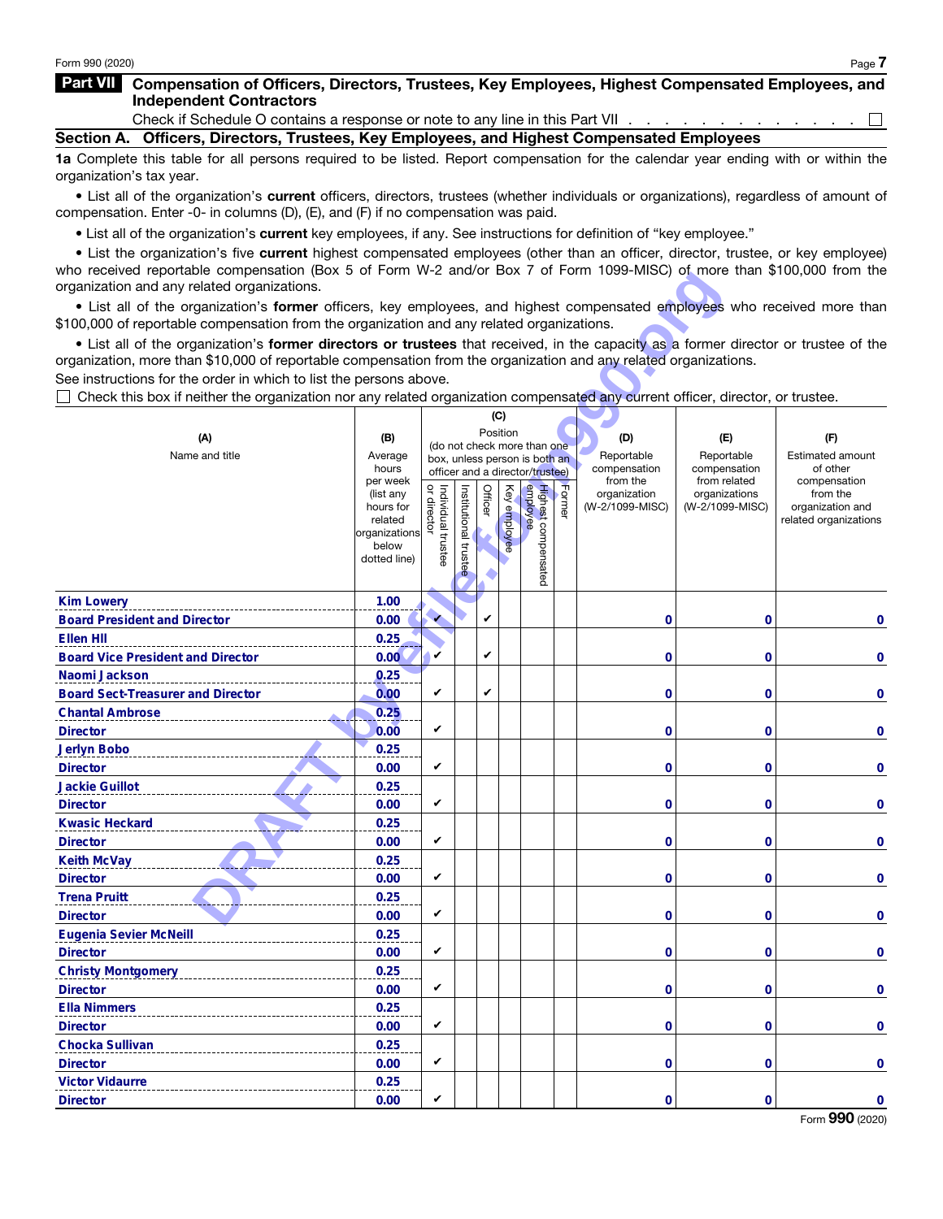Form 990 (2020)

## Part VII Compensation of Officers, Directors, Trustees, Key Employees, Highest Compensated Employees, and Independent Contractors

Check if Schedule O contains a response or note to any line in this Part VII . . . . . . . . . . . . . . ☐

### Section A. Officers, Directors, Trustees, Key Employees, and Highest Compensated Employees

**1a** Complete this table for all persons required to be listed. Report compensation for the calendar year ending with or within the organization's tax year.

• List all of the organization's **current** officers, directors, trustees (whether individuals or organizations), regardless of amount of compensation. Enter -0- in columns (D), (E), and (F) if no compensation was paid.

• List all of the organization's **current** key employees, if any. See instructions for definition of "key employee."

• List the organization's five **current** highest compensated employees (other than an officer, director, trustee, or key employee) who received reportable compensation (Box 5 of Form W-2 and/or Box 7 of Form 1099-MISC) of more than $100,000 from the organization and any related organizations.

• List all of the organization's **former** officers, key employees, and highest compensated employees who received more than $100,000 of reportable compensation from the organization and any related organizations.

• List all of the organization's **former directors or trustees** that received, in the capacity as a former director or trustee of the organization, more than $10,000 of reportable compensation from the organization and any related organizations.

See instructions for the order in which to list the persons above.

☐ Check this box if neither the organization nor any related organization compensated any current officer, director, or trustee.

| (A) Name and title | (B) Average hours per week (list any hours for related organizations below dotted line) | (C) Position (do not check more than one box, unless person is both an officer and a director/trustee) | | | | | | (D) Reportable compensation from the organization (W-2/1099-MISC) | (E) Reportable compensation from related organizations (W-2/1099-MISC) | (F) Estimated amount of other compensation from the organization and related organizations |
|---|---|---|---|---|---|---|---|---|---|---|
| | | Individual trustee or director | Institutional trustee | Officer | Key employee | Highest compensated employee | Former | | | |
| Kim Lowery<br>Board President and Director | 1.00<br>0.00 | ✔ | | ✔ | | | | 0 | 0 | 0 |
| Ellen Hll<br>Board Vice President and Director | 0.25<br>0.00 | ✔ | | ✔ | | | | 0 | 0 | 0 |
| Naomi Jackson<br>Board Sect-Treasurer and Director | 0.25<br>0.00 | ✔ | | ✔ | | | | 0 | 0 | 0 |
| Chantal Ambrose<br>Director | 0.25<br>0.00 | ✔ | | | | | | 0 | 0 | 0 |
| Jerlyn Bobo<br>Director | 0.25<br>0.00 | ✔ | | | | | | 0 | 0 | 0 |
| Jackie Guillot<br>Director | 0.25<br>0.00 | ✔ | | | | | | 0 | 0 | 0 |
| Kwasic Heckard<br>Director | 0.25<br>0.00 | ✔ | | | | | | 0 | 0 | 0 |
| Keith McVay<br>Director | 0.25<br>0.00 | ✔ | | | | | | 0 | 0 | 0 |
| Trena Pruitt<br>Director | 0.25<br>0.00 | ✔ | | | | | | 0 | 0 | 0 |
| Eugenia Sevier McNeill<br>Director | 0.25<br>0.00 | ✔ | | | | | | 0 | 0 | 0 |
| Christy Montgomery<br>Director | 0.25<br>0.00 | ✔ | | | | | | 0 | 0 | 0 |
| Ella Nimmers<br>Director | 0.25<br>0.00 | ✔ | | | | | | 0 | 0 | 0 |
| Chocka Sullivan<br>Director | 0.25<br>0.00 | ✔ | | | | | | 0 | 0 | 0 |
| Victor Vidaurre<br>Director | 0.25<br>0.00 | ✔ | | | | | | 0 | 0 | 0 |

Form **990** (2020)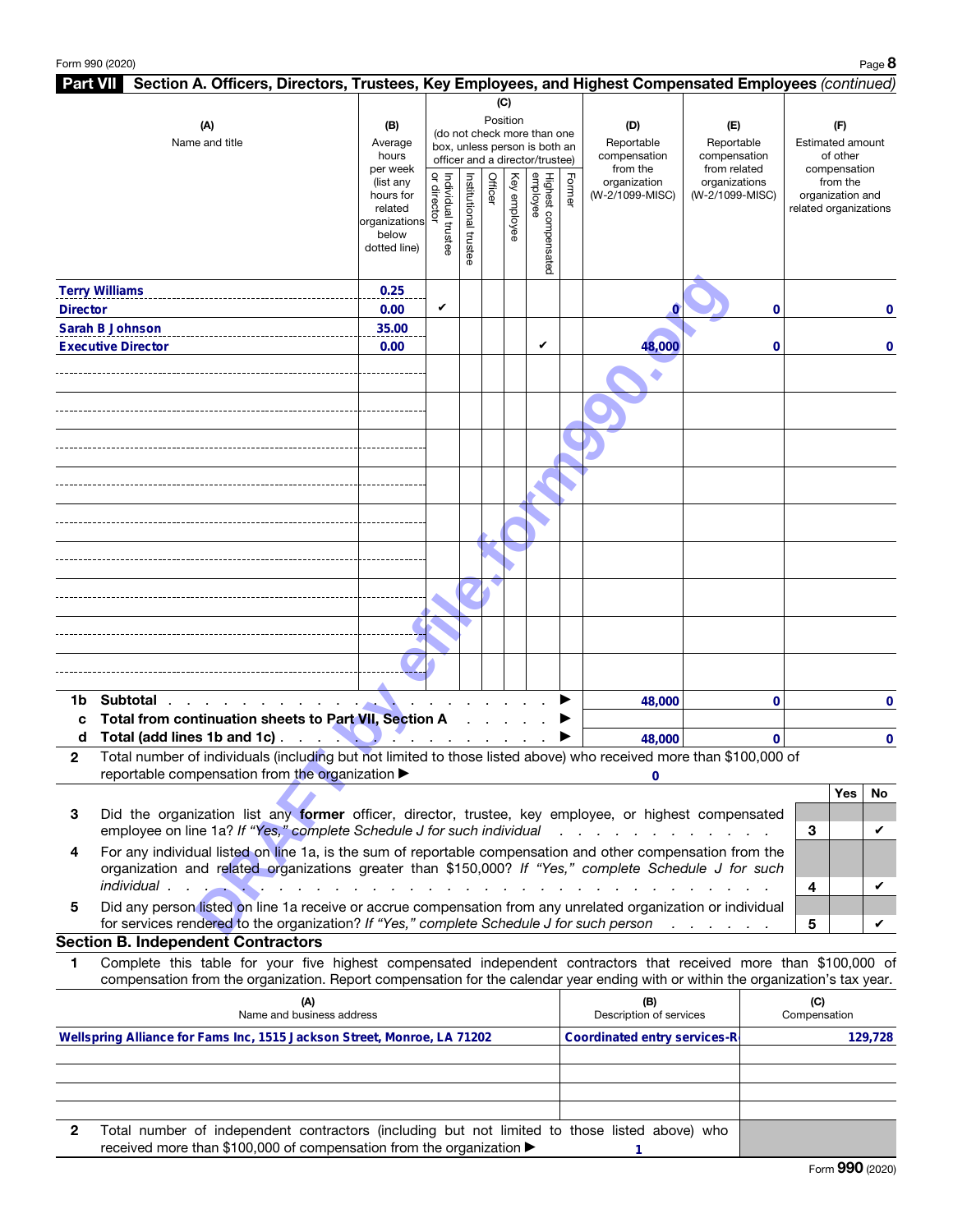Form 990 (2020)

## Part VII Section A. Officers, Directors, Trustees, Key Employees, and Highest Compensated Employees *(continued)*

| (A) Name and title | (B) Average hours per week (list any hours for related organizations below dotted line) | (C) Position: Individual trustee or director | Institutional trustee | Officer | Key employee | Highest compensated employee | Former | (D) Reportable compensation from the organization (W-2/1099-MISC) | (E) Reportable compensation from related organizations (W-2/1099-MISC) | (F) Estimated amount of other compensation from the organization and related organizations |
|---|---|---|---|---|---|---|---|---|---|---|
| Terry Williams<br>Director | 0.25<br>0.00 | ✔ | | | | | | 0 | 0 | 0 |
| Sarah B Johnson<br>Executive Director | 35.00<br>0.00 | | | | | ✔ | | 48,000 | 0 | 0 |

| | | (D) | (E) | (F) |
|---|---|---|---|---|
| 1b | Subtotal ▶ | 48,000 | 0 | 0 |
| c | Total from continuation sheets to Part VII, Section A ▶ | | | |
| d | Total (add lines 1b and 1c) ▶ | 48,000 | 0 | 0 |

**2** Total number of individuals (including but not limited to those listed above) who received more than $100,000 of reportable compensation from the organization ▶ 0

| | | | Yes | No |
|---|---|---|---|---|
| 3 | Did the organization list any **former** officer, director, trustee, key employee, or highest compensated employee on line 1a? *If "Yes," complete Schedule J for such individual* | 3 | | ✔ |
| 4 | For any individual listed on line 1a, is the sum of reportable compensation and other compensation from the organization and related organizations greater than $150,000? *If "Yes," complete Schedule J for such individual* | 4 | | ✔ |
| 5 | Did any person listed on line 1a receive or accrue compensation from any unrelated organization or individual for services rendered to the organization? *If "Yes," complete Schedule J for such person* | 5 | | ✔ |

### Section B. Independent Contractors

**1** Complete this table for your five highest compensated independent contractors that received more than $100,000 of compensation from the organization. Report compensation for the calendar year ending with or within the organization's tax year.

| (A) Name and business address | (B) Description of services | (C) Compensation |
|---|---|---|
| Wellspring Alliance for Fams Inc, 1515 Jackson Street, Monroe, LA 71202 | Coordinated entry services-R | 129,728 |
| | | |
| | | |
| | | |
| | | |

**2** Total number of independent contractors (including but not limited to those listed above) who received more than $100,000 of compensation from the organization ▶ 1

Form **990** (2020)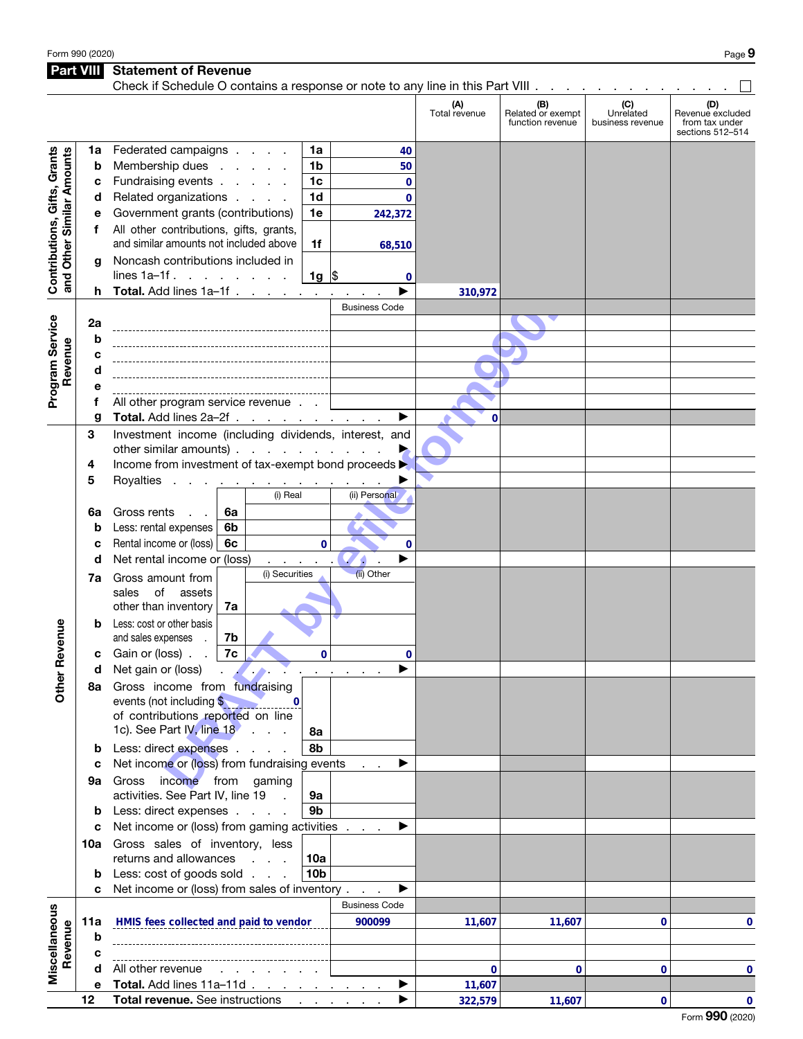## Part VIII Statement of Revenue

Check if Schedule O contains a response or note to any line in this Part VIII . . . . . . . . . . . . . . ☐

| | | | | (A) Total revenue | (B) Related or exempt function revenue | (C) Unrelated business revenue | (D) Revenue excluded from tax under sections 512–514 |
|---|---|---|---|---|---|---|---|
| **Contributions, Gifts, Grants and Other Similar Amounts** | | | | | | | |
| 1a | Federated campaigns | 1a | 40 | | | | |
| b | Membership dues | 1b | 50 | | | | |
| c | Fundraising events | 1c | 0 | | | | |
| d | Related organizations | 1d | 0 | | | | |
| e | Government grants (contributions) | 1e | 242,372 | | | | |
| f | All other contributions, gifts, grants, and similar amounts not included above | 1f | 68,510 | | | | |
| g | Noncash contributions included in lines 1a–1f | 1g | $ 0 | | | | |
| h | **Total.** Add lines 1a–1f ▶ | | | 310,972 | | | |
| **Program Service Revenue** | | | Business Code | | | | |
| 2a | | | | | | | |
| b | | | | | | | |
| c | | | | | | | |
| d | | | | | | | |
| e | | | | | | | |
| f | All other program service revenue | | | | | | |
| g | **Total.** Add lines 2a–2f ▶ | | | 0 | | | |
| **Other Revenue** | | | | | | | |
| 3 | Investment income (including dividends, interest, and other similar amounts) ▶ | | | | | | |
| 4 | Income from investment of tax-exempt bond proceeds ▶ | | | | | | |
| 5 | Royalties ▶ | | | | | | |
| | | (i) Real | (ii) Personal | | | | |
| 6a | Gross rents — 6a | | | | | | |
| b | Less: rental expenses — 6b | | | | | | |
| c | Rental income or (loss) — 6c | 0 | 0 | | | | |
| d | Net rental income or (loss) ▶ | | | | | | |
| | | (i) Securities | (ii) Other | | | | |
| 7a | Gross amount from sales of assets other than inventory — 7a | | | | | | |
| b | Less: cost or other basis and sales expenses — 7b | | | | | | |
| c | Gain or (loss) — 7c | 0 | 0 | | | | |
| d | Net gain or (loss) ▶ | | | | | | |
| 8a | Gross income from fundraising events (not including $ 0 of contributions reported on line 1c). See Part IV, line 18 | 8a | | | | | |
| b | Less: direct expenses | 8b | | | | | |
| c | Net income or (loss) from fundraising events ▶ | | | | | | |
| 9a | Gross income from gaming activities. See Part IV, line 19 | 9a | | | | | |
| b | Less: direct expenses | 9b | | | | | |
| c | Net income or (loss) from gaming activities ▶ | | | | | | |
| 10a | Gross sales of inventory, less returns and allowances | 10a | | | | | |
| b | Less: cost of goods sold | 10b | | | | | |
| c | Net income or (loss) from sales of inventory ▶ | | | | | | |
| **Miscellaneous Revenue** | | | Business Code | | | | |
| 11a | HMIS fees collected and paid to vendor | | 900099 | 11,607 | 11,607 | 0 | 0 |
| b | | | | | | | |
| c | | | | | | | |
| d | All other revenue | | | 0 | 0 | 0 | 0 |
| e | **Total.** Add lines 11a–11d ▶ | | | 11,607 | | | |
| 12 | **Total revenue.** See instructions ▶ | | | 322,579 | 11,607 | 0 | 0 |

Form **990** (2020)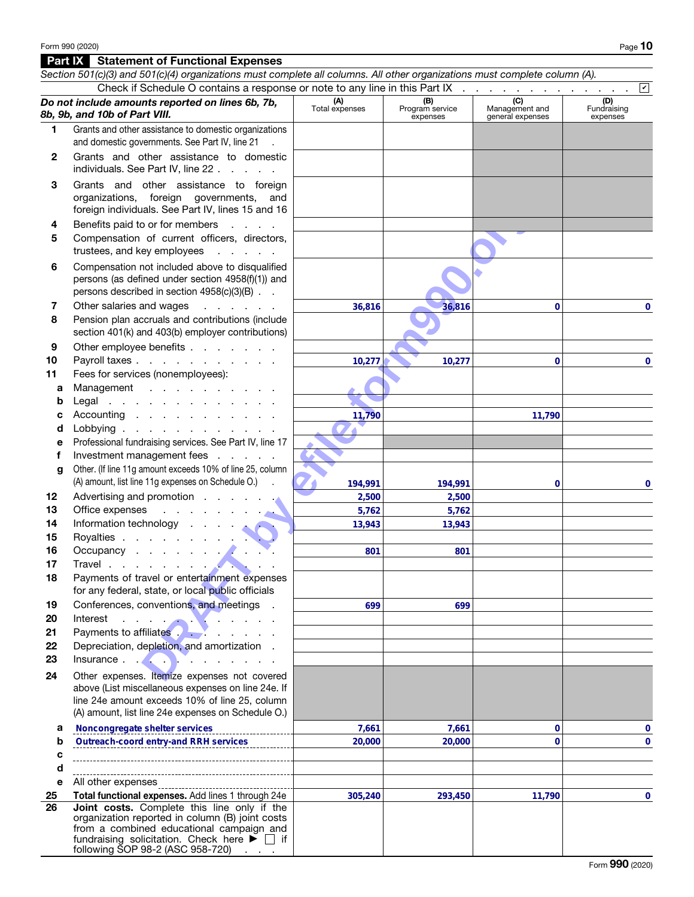## Part IX Statement of Functional Expenses

*Section 501(c)(3) and 501(c)(4) organizations must complete all columns. All other organizations must complete column (A).*

Check if Schedule O contains a response or note to any line in this Part IX . . . . . . . . . . . . . . ☑

| *Do not include amounts reported on lines 6b, 7b, 8b, 9b, and 10b of Part VIII.* | (A) Total expenses | (B) Program service expenses | (C) Management and general expenses | (D) Fundraising expenses |
|---|---|---|---|---|
| 1 Grants and other assistance to domestic organizations and domestic governments. See Part IV, line 21 | | | | |
| 2 Grants and other assistance to domestic individuals. See Part IV, line 22 | | | | |
| 3 Grants and other assistance to foreign organizations, foreign governments, and foreign individuals. See Part IV, lines 15 and 16 | | | | |
| 4 Benefits paid to or for members | | | | |
| 5 Compensation of current officers, directors, trustees, and key employees | | | | |
| 6 Compensation not included above to disqualified persons (as defined under section 4958(f)(1)) and persons described in section 4958(c)(3)(B) | | | | |
| 7 Other salaries and wages | 36,816 | 36,816 | 0 | 0 |
| 8 Pension plan accruals and contributions (include section 401(k) and 403(b) employer contributions) | | | | |
| 9 Other employee benefits | | | | |
| 10 Payroll taxes | 10,277 | 10,277 | 0 | 0 |
| 11 Fees for services (nonemployees): | | | | |
| a Management | | | | |
| b Legal | | | | |
| c Accounting | 11,790 | | 11,790 | |
| d Lobbying | | | | |
| e Professional fundraising services. See Part IV, line 17 | | | | |
| f Investment management fees | | | | |
| g Other. (If line 11g amount exceeds 10% of line 25, column (A) amount, list line 11g expenses on Schedule O.) | 194,991 | 194,991 | 0 | 0 |
| 12 Advertising and promotion | 2,500 | 2,500 | | |
| 13 Office expenses | 5,762 | 5,762 | | |
| 14 Information technology | 13,943 | 13,943 | | |
| 15 Royalties | | | | |
| 16 Occupancy | 801 | 801 | | |
| 17 Travel | | | | |
| 18 Payments of travel or entertainment expenses for any federal, state, or local public officials | | | | |
| 19 Conferences, conventions, and meetings | 699 | 699 | | |
| 20 Interest | | | | |
| 21 Payments to affiliates | | | | |
| 22 Depreciation, depletion, and amortization | | | | |
| 23 Insurance | | | | |
| 24 Other expenses. Itemize expenses not covered above (List miscellaneous expenses on line 24e. If line 24e amount exceeds 10% of line 25, column (A) amount, list line 24e expenses on Schedule O.) | | | | |
| a Noncongregate shelter services | 7,661 | 7,661 | 0 | 0 |
| b Outreach-coord entry-and RRH services | 20,000 | 20,000 | 0 | 0 |
| c | | | | |
| d | | | | |
| e All other expenses | | | | |
| **25 Total functional expenses.** Add lines 1 through 24e | 305,240 | 293,450 | 11,790 | 0 |
| **26 Joint costs.** Complete this line only if the organization reported in column (B) joint costs from a combined educational campaign and fundraising solicitation. Check here ▶ ☐ if following SOP 98-2 (ASC 958-720) | | | | |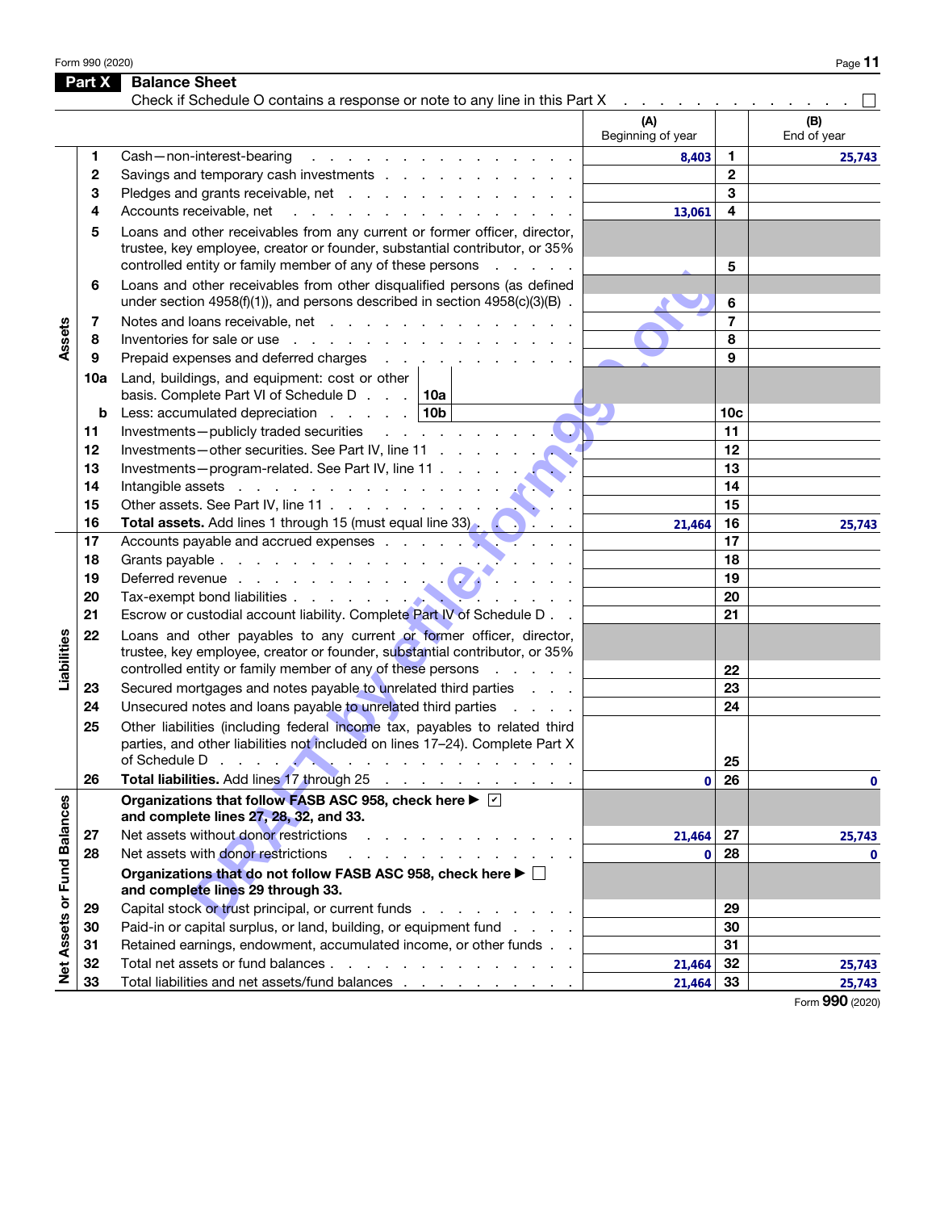Form 990 (2020)

## Part X Balance Sheet

Check if Schedule O contains a response or note to any line in this Part X . . . . . . . . . . . . . . ☐

| Section | Line | Description | (A) Beginning of year | | (B) End of year |
|---|---|---|---|---|---|
| Assets | 1 | Cash—non-interest-bearing | 8,403 | 1 | 25,743 |
| | 2 | Savings and temporary cash investments | | 2 | |
| | 3 | Pledges and grants receivable, net | | 3 | |
| | 4 | Accounts receivable, net | 13,061 | 4 | |
| | 5 | Loans and other receivables from any current or former officer, director, trustee, key employee, creator or founder, substantial contributor, or 35% controlled entity or family member of any of these persons | | 5 | |
| | 6 | Loans and other receivables from other disqualified persons (as defined under section 4958(f)(1)), and persons described in section 4958(c)(3)(B) | | 6 | |
| | 7 | Notes and loans receivable, net | | 7 | |
| | 8 | Inventories for sale or use | | 8 | |
| | 9 | Prepaid expenses and deferred charges | | 9 | |
| | 10a | Land, buildings, and equipment: cost or other basis. Complete Part VI of Schedule D . . . 10a | | | |
| | b | Less: accumulated depreciation . . . 10b | | 10c | |
| | 11 | Investments—publicly traded securities | | 11 | |
| | 12 | Investments—other securities. See Part IV, line 11 | | 12 | |
| | 13 | Investments—program-related. See Part IV, line 11 | | 13 | |
| | 14 | Intangible assets | | 14 | |
| | 15 | Other assets. See Part IV, line 11 | | 15 | |
| | 16 | **Total assets.** Add lines 1 through 15 (must equal line 33) | 21,464 | 16 | 25,743 |
| Liabilities | 17 | Accounts payable and accrued expenses | | 17 | |
| | 18 | Grants payable | | 18 | |
| | 19 | Deferred revenue | | 19 | |
| | 20 | Tax-exempt bond liabilities | | 20 | |
| | 21 | Escrow or custodial account liability. Complete Part IV of Schedule D | | 21 | |
| | 22 | Loans and other payables to any current or former officer, director, trustee, key employee, creator or founder, substantial contributor, or 35% controlled entity or family member of any of these persons | | 22 | |
| | 23 | Secured mortgages and notes payable to unrelated third parties | | 23 | |
| | 24 | Unsecured notes and loans payable to unrelated third parties | | 24 | |
| | 25 | Other liabilities (including federal income tax, payables to related third parties, and other liabilities not included on lines 17–24). Complete Part X of Schedule D | | 25 | |
| | 26 | **Total liabilities.** Add lines 17 through 25 | 0 | 26 | 0 |
| Net Assets or Fund Balances | | **Organizations that follow FASB ASC 958, check here ▶ ☑ and complete lines 27, 28, 32, and 33.** | | | |
| | 27 | Net assets without donor restrictions | 21,464 | 27 | 25,743 |
| | 28 | Net assets with donor restrictions | 0 | 28 | 0 |
| | | **Organizations that do not follow FASB ASC 958, check here ▶ ☐ and complete lines 29 through 33.** | | | |
| | 29 | Capital stock or trust principal, or current funds | | 29 | |
| | 30 | Paid-in or capital surplus, or land, building, or equipment fund | | 30 | |
| | 31 | Retained earnings, endowment, accumulated income, or other funds | | 31 | |
| | 32 | Total net assets or fund balances | 21,464 | 32 | 25,743 |
| | 33 | Total liabilities and net assets/fund balances | 21,464 | 33 | 25,743 |

Form **990** (2020)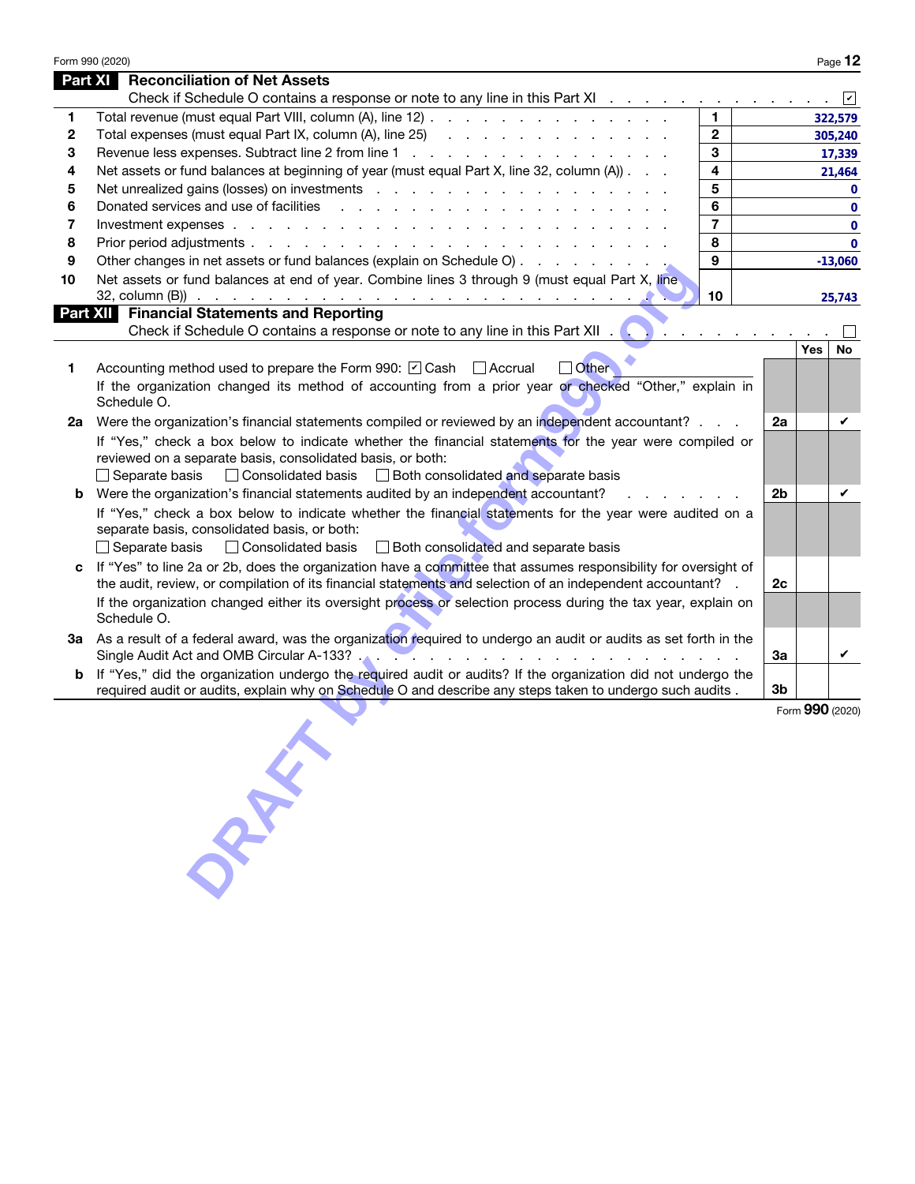Form 990 (2020)

## Part XI Reconciliation of Net Assets

Check if Schedule O contains a response or note to any line in this Part XI . . . ☑

| | | | |
|---|---|---|---|
| 1 | Total revenue (must equal Part VIII, column (A), line 12) | 1 | 322,579 |
| 2 | Total expenses (must equal Part IX, column (A), line 25) | 2 | 305,240 |
| 3 | Revenue less expenses. Subtract line 2 from line 1 | 3 | 17,339 |
| 4 | Net assets or fund balances at beginning of year (must equal Part X, line 32, column (A)) | 4 | 21,464 |
| 5 | Net unrealized gains (losses) on investments | 5 | 0 |
| 6 | Donated services and use of facilities | 6 | 0 |
| 7 | Investment expenses | 7 | 0 |
| 8 | Prior period adjustments | 8 | 0 |
| 9 | Other changes in net assets or fund balances (explain on Schedule O) | 9 | -13,060 |
| 10 | Net assets or fund balances at end of year. Combine lines 3 through 9 (must equal Part X, line 32, column (B)) | 10 | 25,743 |

## Part XII Financial Statements and Reporting

Check if Schedule O contains a response or note to any line in this Part XII . . . ☐

| | | | Yes | No |
|---|---|---|---|---|
| 1 | Accounting method used to prepare the Form 990: ☑ Cash ☐ Accrual ☐ Other<br>If the organization changed its method of accounting from a prior year or checked "Other," explain in Schedule O. | | | |
| 2a | Were the organization's financial statements compiled or reviewed by an independent accountant?<br>If "Yes," check a box below to indicate whether the financial statements for the year were compiled or reviewed on a separate basis, consolidated basis, or both:<br>☐ Separate basis ☐ Consolidated basis ☐ Both consolidated and separate basis | 2a | | ✔ |
| b | Were the organization's financial statements audited by an independent accountant?<br>If "Yes," check a box below to indicate whether the financial statements for the year were audited on a separate basis, consolidated basis, or both:<br>☐ Separate basis ☐ Consolidated basis ☐ Both consolidated and separate basis | 2b | | ✔ |
| c | If "Yes" to line 2a or 2b, does the organization have a committee that assumes responsibility for oversight of the audit, review, or compilation of its financial statements and selection of an independent accountant?<br>If the organization changed either its oversight process or selection process during the tax year, explain on Schedule O. | 2c | | |
| 3a | As a result of a federal award, was the organization required to undergo an audit or audits as set forth in the Single Audit Act and OMB Circular A-133? | 3a | | ✔ |
| b | If "Yes," did the organization undergo the required audit or audits? If the organization did not undergo the required audit or audits, explain why on Schedule O and describe any steps taken to undergo such audits | 3b | | |

Form 990 (2020)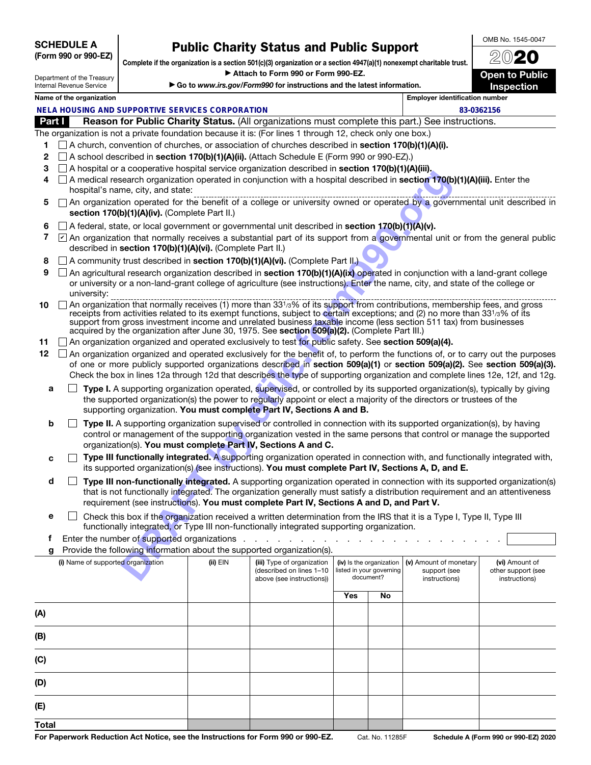**SCHEDULE A**
**(Form 990 or 990-EZ)**

Department of the Treasury
Internal Revenue Service

# Public Charity Status and Public Support

**Complete if the organization is a section 501(c)(3) organization or a section 4947(a)(1) nonexempt charitable trust.**
**▶ Attach to Form 990 or Form 990-EZ.**
**▶ Go to www.irs.gov/Form990 for instructions and the latest information.**

OMB No. 1545-0047
**2020**
**Open to Public Inspection**

Name of the organization: NELA HOUSING AND SUPPORTIVE SERVICES CORPORATION
Employer identification number: 83-0362156

## Part I Reason for Public Charity Status. (All organizations must complete this part.) See instructions.

The organization is not a private foundation because it is: (For lines 1 through 12, check only one box.)

1. ☐ A church, convention of churches, or association of churches described in **section 170(b)(1)(A)(i).**
2. ☐ A school described in **section 170(b)(1)(A)(ii).** (Attach Schedule E (Form 990 or 990-EZ).)
3. ☐ A hospital or a cooperative hospital service organization described in **section 170(b)(1)(A)(iii).**
4. ☐ A medical research organization operated in conjunction with a hospital described in **section 170(b)(1)(A)(iii).** Enter the hospital's name, city, and state:
5. ☐ An organization operated for the benefit of a college or university owned or operated by a governmental unit described in **section 170(b)(1)(A)(iv).** (Complete Part II.)
6. ☐ A federal, state, or local government or governmental unit described in **section 170(b)(1)(A)(v).**
7. ☑ An organization that normally receives a substantial part of its support from a governmental unit or from the general public described in **section 170(b)(1)(A)(vi).** (Complete Part II.)
8. ☐ A community trust described in **section 170(b)(1)(A)(vi).** (Complete Part II.)
9. ☐ An agricultural research organization described in **section 170(b)(1)(A)(ix)** operated in conjunction with a land-grant college or university or a non-land-grant college of agriculture (see instructions). Enter the name, city, and state of the college or university:
10. ☐ An organization that normally receives (1) more than 33 1/3% of its support from contributions, membership fees, and gross receipts from activities related to its exempt functions, subject to certain exceptions; and (2) no more than 33 1/3% of its support from gross investment income and unrelated business taxable income (less section 511 tax) from businesses acquired by the organization after June 30, 1975. See **section 509(a)(2).** (Complete Part III.)
11. ☐ An organization organized and operated exclusively to test for public safety. See **section 509(a)(4).**
12. ☐ An organization organized and operated exclusively for the benefit of, to perform the functions of, or to carry out the purposes of one or more publicly supported organizations described in **section 509(a)(1)** or **section 509(a)(2).** See **section 509(a)(3).** Check the box in lines 12a through 12d that describes the type of supporting organization and complete lines 12e, 12f, and 12g.
   - **a** ☐ **Type I.** A supporting organization operated, supervised, or controlled by its supported organization(s), typically by giving the supported organization(s) the power to regularly appoint or elect a majority of the directors or trustees of the supporting organization. **You must complete Part IV, Sections A and B.**
   - **b** ☐ **Type II.** A supporting organization supervised or controlled in connection with its supported organization(s), by having control or management of the supporting organization vested in the same persons that control or manage the supported organization(s). **You must complete Part IV, Sections A and C.**
   - **c** ☐ **Type III functionally integrated.** A supporting organization operated in connection with, and functionally integrated with, its supported organization(s) (see instructions). **You must complete Part IV, Sections A, D, and E.**
   - **d** ☐ **Type III non-functionally integrated.** A supporting organization operated in connection with its supported organization(s) that is not functionally integrated. The organization generally must satisfy a distribution requirement and an attentiveness requirement (see instructions). **You must complete Part IV, Sections A and D, and Part V.**
   - **e** ☐ Check this box if the organization received a written determination from the IRS that it is a Type I, Type II, Type III functionally integrated, or Type III non-functionally integrated supporting organization.
   - **f** Enter the number of supported organizations
   - **g** Provide the following information about the supported organization(s).

| | (i) Name of supported organization | (ii) EIN | (iii) Type of organization (described on lines 1–10 above (see instructions)) | (iv) Is the organization listed in your governing document? Yes | No | (v) Amount of monetary support (see instructions) | (vi) Amount of other support (see instructions) |
|---|---|---|---|---|---|---|---|
| (A) | | | | | | | |
| (B) | | | | | | | |
| (C) | | | | | | | |
| (D) | | | | | | | |
| (E) | | | | | | | |
| Total | | | | | | | |

For Paperwork Reduction Act Notice, see the Instructions for Form 990 or 990-EZ. Cat. No. 11285F Schedule A (Form 990 or 990-EZ) 2020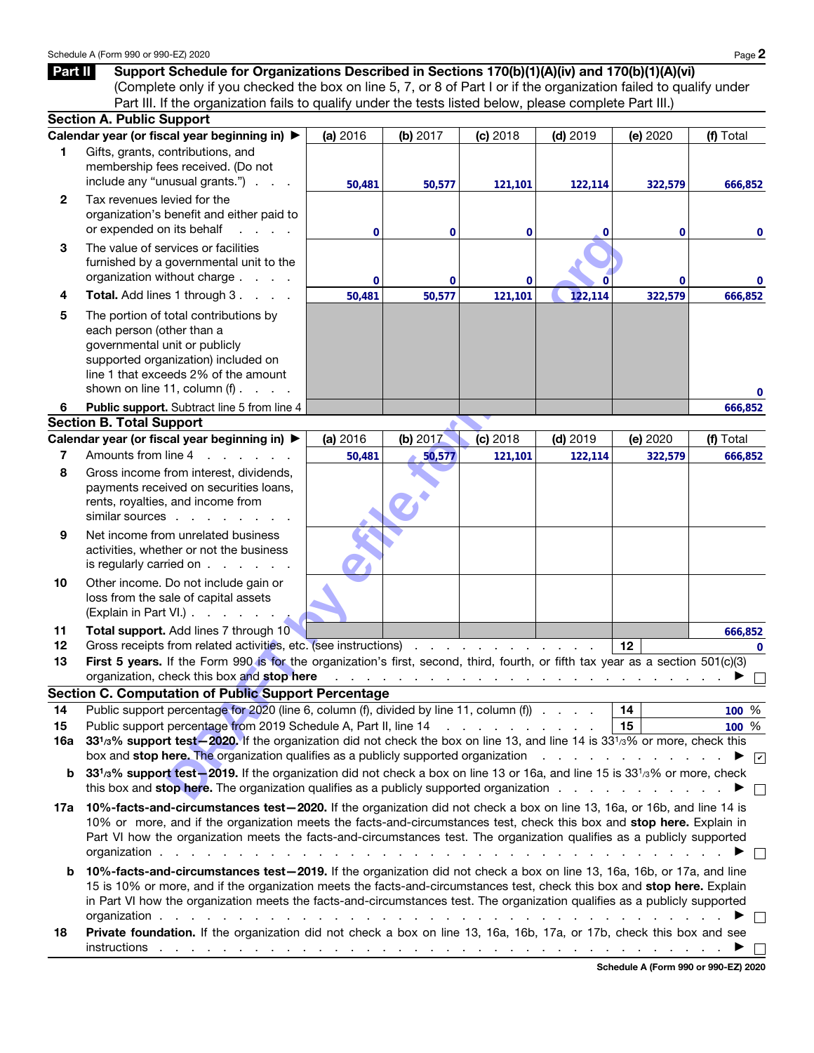## Part II Support Schedule for Organizations Described in Sections 170(b)(1)(A)(iv) and 170(b)(1)(A)(vi)

(Complete only if you checked the box on line 5, 7, or 8 of Part I or if the organization failed to qualify under Part III. If the organization fails to qualify under the tests listed below, please complete Part III.)

### Section A. Public Support

| | Calendar year (or fiscal year beginning in) ▶ | (a) 2016 | (b) 2017 | (c) 2018 | (d) 2019 | (e) 2020 | (f) Total |
|---|---|---|---|---|---|---|---|
| 1 | Gifts, grants, contributions, and membership fees received. (Do not include any "unusual grants.") | 50,481 | 50,577 | 121,101 | 122,114 | 322,579 | 666,852 |
| 2 | Tax revenues levied for the organization's benefit and either paid to or expended on its behalf | 0 | 0 | 0 | 0 | 0 | 0 |
| 3 | The value of services or facilities furnished by a governmental unit to the organization without charge | 0 | 0 | 0 | 0 | 0 | 0 |
| 4 | **Total.** Add lines 1 through 3 | 50,481 | 50,577 | 121,101 | 122,114 | 322,579 | 666,852 |
| 5 | The portion of total contributions by each person (other than a governmental unit or publicly supported organization) included on line 1 that exceeds 2% of the amount shown on line 11, column (f) | | | | | | 0 |
| 6 | **Public support.** Subtract line 5 from line 4 | | | | | | 666,852 |

### Section B. Total Support

| | Calendar year (or fiscal year beginning in) ▶ | (a) 2016 | (b) 2017 | (c) 2018 | (d) 2019 | (e) 2020 | (f) Total |
|---|---|---|---|---|---|---|---|
| 7 | Amounts from line 4 | 50,481 | 50,577 | 121,101 | 122,114 | 322,579 | 666,852 |
| 8 | Gross income from interest, dividends, payments received on securities loans, rents, royalties, and income from similar sources | | | | | | |
| 9 | Net income from unrelated business activities, whether or not the business is regularly carried on | | | | | | |
| 10 | Other income. Do not include gain or loss from the sale of capital assets (Explain in Part VI.) | | | | | | |
| 11 | **Total support.** Add lines 7 through 10 | | | | | | 666,852 |

12 Gross receipts from related activities, etc. (see instructions) — **12** 0

13 **First 5 years.** If the Form 990 is for the organization's first, second, third, fourth, or fifth tax year as a section 501(c)(3) organization, check this box and **stop here** ▶ ☐

### Section C. Computation of Public Support Percentage

14 Public support percentage for 2020 (line 6, column (f), divided by line 11, column (f)) — **14** 100 %

15 Public support percentage from 2019 Schedule A, Part II, line 14 — **15** 100 %

16a **33 1/3% support test—2020.** If the organization did not check the box on line 13, and line 14 is 33 1/3% or more, check this box and **stop here.** The organization qualifies as a publicly supported organization ▶ ☑

b **33 1/3% support test—2019.** If the organization did not check a box on line 13 or 16a, and line 15 is 33 1/3% or more, check this box and **stop here.** The organization qualifies as a publicly supported organization ▶ ☐

17a **10%-facts-and-circumstances test—2020.** If the organization did not check a box on line 13, 16a, or 16b, and line 14 is 10% or more, and if the organization meets the facts-and-circumstances test, check this box and **stop here.** Explain in Part VI how the organization meets the facts-and-circumstances test. The organization qualifies as a publicly supported organization ▶ ☐

b **10%-facts-and-circumstances test—2019.** If the organization did not check a box on line 13, 16a, 16b, or 17a, and line 15 is 10% or more, and if the organization meets the facts-and-circumstances test, check this box and **stop here.** Explain in Part VI how the organization meets the facts-and-circumstances test. The organization qualifies as a publicly supported organization ▶ ☐

18 **Private foundation.** If the organization did not check a box on line 13, 16a, 16b, 17a, or 17b, check this box and see instructions ▶ ☐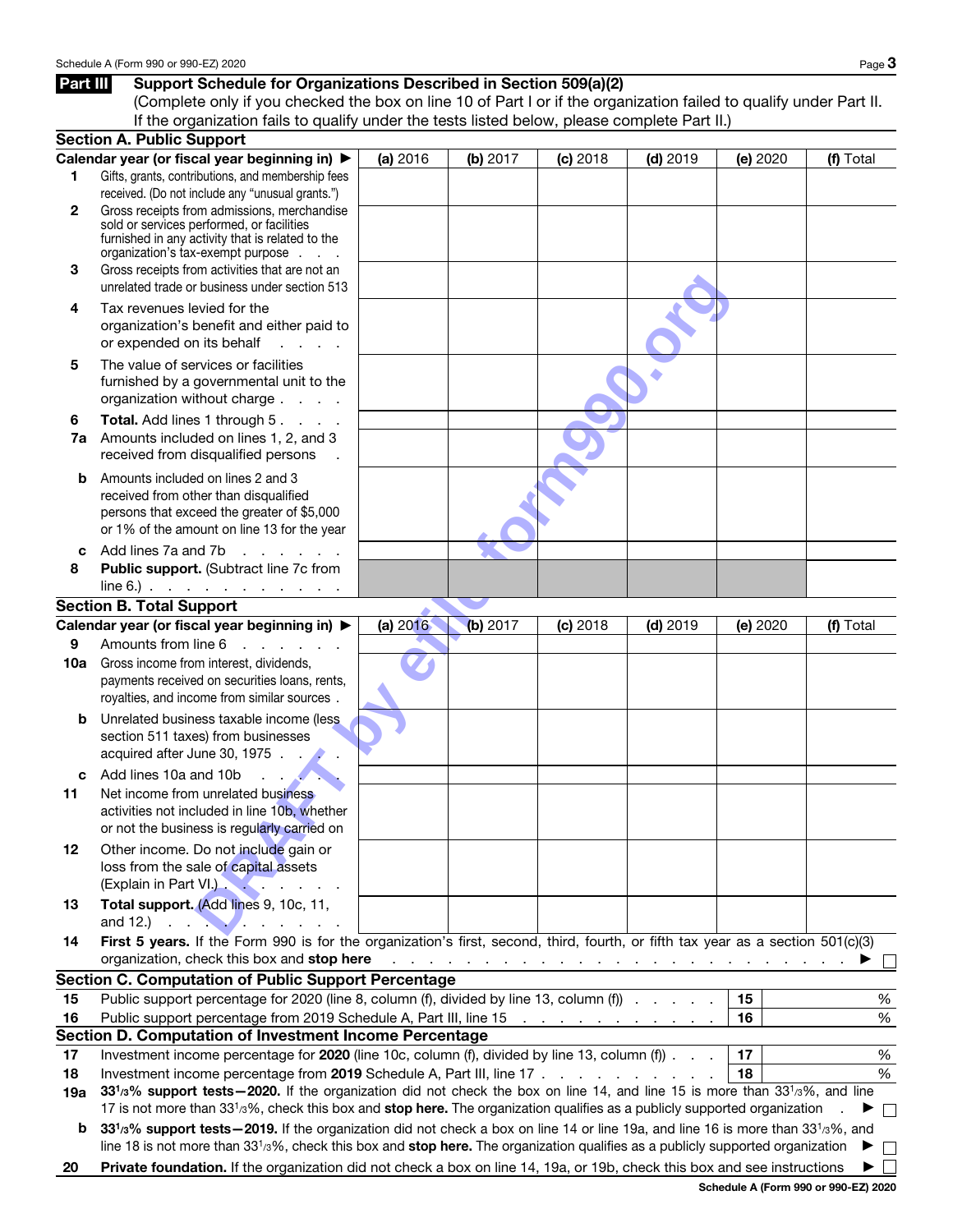## Part III Support Schedule for Organizations Described in Section 509(a)(2)

(Complete only if you checked the box on line 10 of Part I or if the organization failed to qualify under Part II. If the organization fails to qualify under the tests listed below, please complete Part II.)

### Section A. Public Support

| Calendar year (or fiscal year beginning in) ▶ | (a) 2016 | (b) 2017 | (c) 2018 | (d) 2019 | (e) 2020 | (f) Total |
|---|---|---|---|---|---|---|
| 1 Gifts, grants, contributions, and membership fees received. (Do not include any "unusual grants.") | | | | | | |
| 2 Gross receipts from admissions, merchandise sold or services performed, or facilities furnished in any activity that is related to the organization's tax-exempt purpose | | | | | | |
| 3 Gross receipts from activities that are not an unrelated trade or business under section 513 | | | | | | |
| 4 Tax revenues levied for the organization's benefit and either paid to or expended on its behalf | | | | | | |
| 5 The value of services or facilities furnished by a governmental unit to the organization without charge | | | | | | |
| 6 **Total.** Add lines 1 through 5 | | | | | | |
| 7a Amounts included on lines 1, 2, and 3 received from disqualified persons | | | | | | |
| b Amounts included on lines 2 and 3 received from other than disqualified persons that exceed the greater of $5,000 or 1% of the amount on line 13 for the year | | | | | | |
| c Add lines 7a and 7b | | | | | | |
| 8 **Public support.** (Subtract line 7c from line 6.) | | | | | | |

### Section B. Total Support

| Calendar year (or fiscal year beginning in) ▶ | (a) 2016 | (b) 2017 | (c) 2018 | (d) 2019 | (e) 2020 | (f) Total |
|---|---|---|---|---|---|---|
| 9 Amounts from line 6 | | | | | | |
| 10a Gross income from interest, dividends, payments received on securities loans, rents, royalties, and income from similar sources | | | | | | |
| b Unrelated business taxable income (less section 511 taxes) from businesses acquired after June 30, 1975 | | | | | | |
| c Add lines 10a and 10b | | | | | | |
| 11 Net income from unrelated business activities not included in line 10b, whether or not the business is regularly carried on | | | | | | |
| 12 Other income. Do not include gain or loss from the sale of capital assets (Explain in Part VI.) | | | | | | |
| 13 **Total support.** (Add lines 9, 10c, 11, and 12.) | | | | | | |

14 **First 5 years.** If the Form 990 is for the organization's first, second, third, fourth, or fifth tax year as a section 501(c)(3) organization, check this box and **stop here** ▶ ☐

### Section C. Computation of Public Support Percentage

| | | | |
|---|---|---|---|
| 15 | Public support percentage for 2020 (line 8, column (f), divided by line 13, column (f)) | 15 | % |
| 16 | Public support percentage from 2019 Schedule A, Part III, line 15 | 16 | % |

### Section D. Computation of Investment Income Percentage

| | | | |
|---|---|---|---|
| 17 | Investment income percentage for **2020** (line 10c, column (f), divided by line 13, column (f)) | 17 | % |
| 18 | Investment income percentage from **2019** Schedule A, Part III, line 17 | 18 | % |

19a **33 1/3% support tests—2020.** If the organization did not check the box on line 14, and line 15 is more than 33 1/3%, and line 17 is not more than 33 1/3%, check this box and **stop here.** The organization qualifies as a publicly supported organization ▶ ☐

b **33 1/3% support tests—2019.** If the organization did not check a box on line 14 or line 19a, and line 16 is more than 33 1/3%, and line 18 is not more than 33 1/3%, check this box and **stop here.** The organization qualifies as a publicly supported organization ▶ ☐

20 **Private foundation.** If the organization did not check a box on line 14, 19a, or 19b, check this box and see instructions ▶ ☐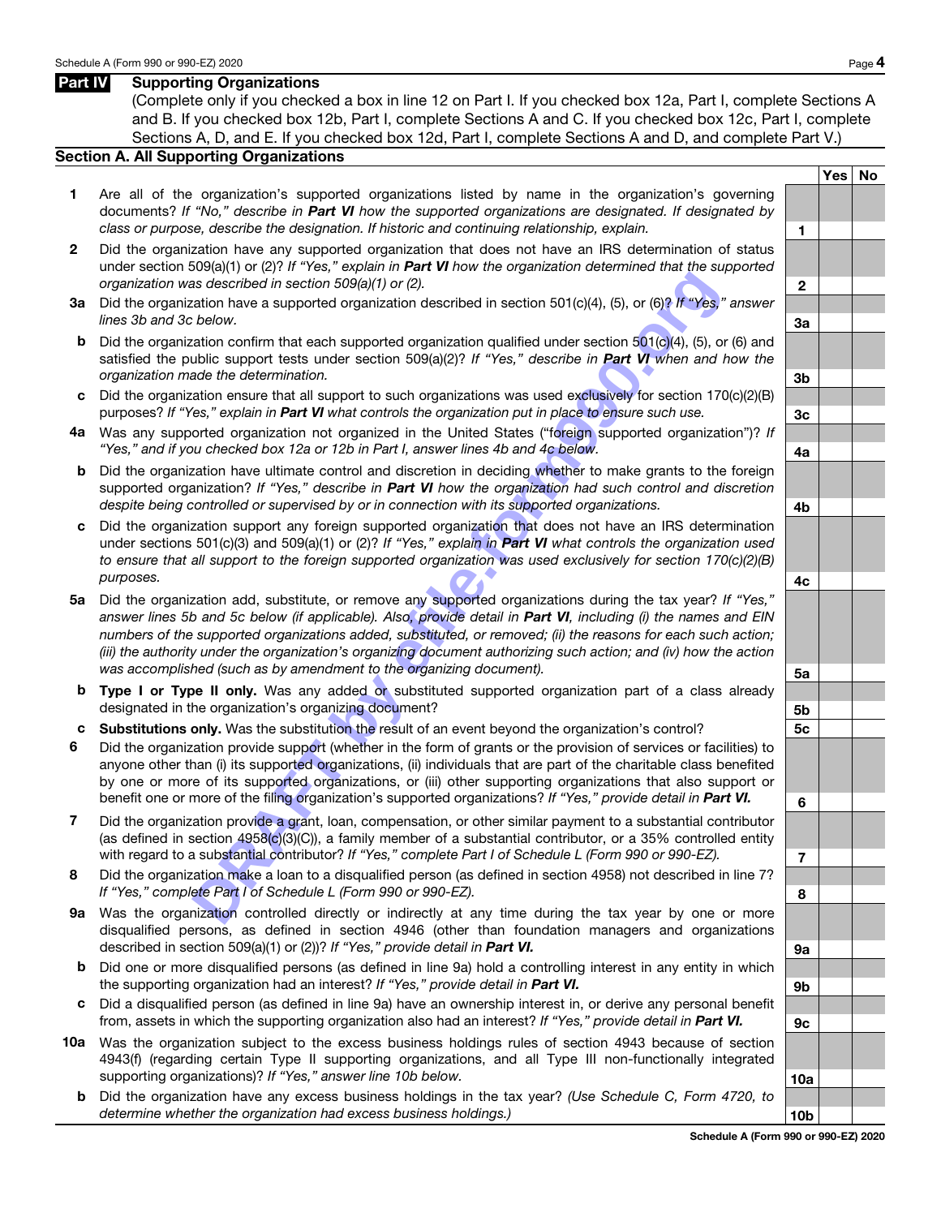## Part IV Supporting Organizations

(Complete only if you checked a box in line 12 on Part I. If you checked box 12a, Part I, complete Sections A and B. If you checked box 12b, Part I, complete Sections A and C. If you checked box 12c, Part I, complete Sections A, D, and E. If you checked box 12d, Part I, complete Sections A and D, and complete Part V.)

### Section A. All Supporting Organizations

| | | | Yes | No |
|---|---|---|---|---|
| **1** | Are all of the organization's supported organizations listed by name in the organization's governing documents? *If "No," describe in **Part VI** how the supported organizations are designated. If designated by class or purpose, describe the designation. If historic and continuing relationship, explain.* | 1 | | |
| **2** | Did the organization have any supported organization that does not have an IRS determination of status under section 509(a)(1) or (2)? *If "Yes," explain in **Part VI** how the organization determined that the supported organization was described in section 509(a)(1) or (2).* | 2 | | |
| **3a** | Did the organization have a supported organization described in section 501(c)(4), (5), or (6)? *If "Yes," answer lines 3b and 3c below.* | 3a | | |
| **b** | Did the organization confirm that each supported organization qualified under section 501(c)(4), (5), or (6) and satisfied the public support tests under section 509(a)(2)? *If "Yes," describe in **Part VI** when and how the organization made the determination.* | 3b | | |
| **c** | Did the organization ensure that all support to such organizations was used exclusively for section 170(c)(2)(B) purposes? *If "Yes," explain in **Part VI** what controls the organization put in place to ensure such use.* | 3c | | |
| **4a** | Was any supported organization not organized in the United States ("foreign supported organization")? *If "Yes," and if you checked box 12a or 12b in Part I, answer lines 4b and 4c below.* | 4a | | |
| **b** | Did the organization have ultimate control and discretion in deciding whether to make grants to the foreign supported organization? *If "Yes," describe in **Part VI** how the organization had such control and discretion despite being controlled or supervised by or in connection with its supported organizations.* | 4b | | |
| **c** | Did the organization support any foreign supported organization that does not have an IRS determination under sections 501(c)(3) and 509(a)(1) or (2)? *If "Yes," explain in **Part VI** what controls the organization used to ensure that all support to the foreign supported organization was used exclusively for section 170(c)(2)(B) purposes.* | 4c | | |
| **5a** | Did the organization add, substitute, or remove any supported organizations during the tax year? *If "Yes," answer lines 5b and 5c below (if applicable). Also, provide detail in **Part VI**, including (i) the names and EIN numbers of the supported organizations added, substituted, or removed; (ii) the reasons for each such action; (iii) the authority under the organization's organizing document authorizing such action; and (iv) how the action was accomplished (such as by amendment to the organizing document).* | 5a | | |
| **b** | **Type I or Type II only.** Was any added or substituted supported organization part of a class already designated in the organization's organizing document? | 5b | | |
| **c** | **Substitutions only.** Was the substitution the result of an event beyond the organization's control? | 5c | | |
| **6** | Did the organization provide support (whether in the form of grants or the provision of services or facilities) to anyone other than (i) its supported organizations, (ii) individuals that are part of the charitable class benefited by one or more of its supported organizations, or (iii) other supporting organizations that also support or benefit one or more of the filing organization's supported organizations? *If "Yes," provide detail in **Part VI.*** | 6 | | |
| **7** | Did the organization provide a grant, loan, compensation, or other similar payment to a substantial contributor (as defined in section 4958(c)(3)(C)), a family member of a substantial contributor, or a 35% controlled entity with regard to a substantial contributor? *If "Yes," complete Part I of Schedule L (Form 990 or 990-EZ).* | 7 | | |
| **8** | Did the organization make a loan to a disqualified person (as defined in section 4958) not described in line 7? *If "Yes," complete Part I of Schedule L (Form 990 or 990-EZ).* | 8 | | |
| **9a** | Was the organization controlled directly or indirectly at any time during the tax year by one or more disqualified persons, as defined in section 4946 (other than foundation managers and organizations described in section 509(a)(1) or (2))? *If "Yes," provide detail in **Part VI.*** | 9a | | |
| **b** | Did one or more disqualified persons (as defined in line 9a) hold a controlling interest in any entity in which the supporting organization had an interest? *If "Yes," provide detail in **Part VI.*** | 9b | | |
| **c** | Did a disqualified person (as defined in line 9a) have an ownership interest in, or derive any personal benefit from, assets in which the supporting organization also had an interest? *If "Yes," provide detail in **Part VI.*** | 9c | | |
| **10a** | Was the organization subject to the excess business holdings rules of section 4943 because of section 4943(f) (regarding certain Type II supporting organizations, and all Type III non-functionally integrated supporting organizations)? *If "Yes," answer line 10b below.* | 10a | | |
| **b** | Did the organization have any excess business holdings in the tax year? *(Use Schedule C, Form 4720, to determine whether the organization had excess business holdings.)* | 10b | | |

**Schedule A (Form 990 or 990-EZ) 2020**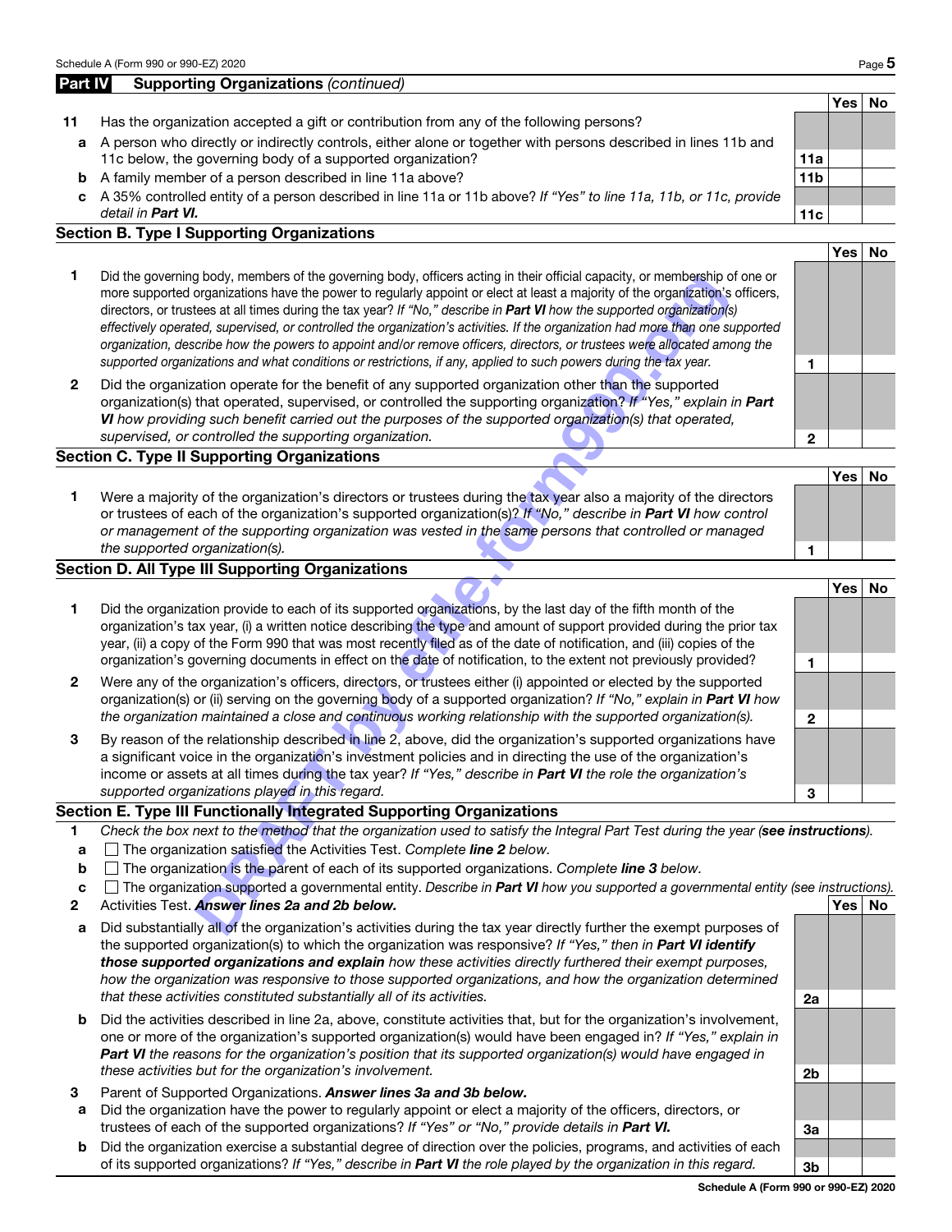## Part IV Supporting Organizations *(continued)*

| | | | Yes | No |
|---|---|---|---|---|
| **11** | Has the organization accepted a gift or contribution from any of the following persons? | | | |
| **a** | A person who directly or indirectly controls, either alone or together with persons described in lines 11b and 11c below, the governing body of a supported organization? | **11a** | | |
| **b** | A family member of a person described in line 11a above? | **11b** | | |
| **c** | A 35% controlled entity of a person described in line 11a or 11b above? *If "Yes" to line 11a, 11b, or 11c, provide detail in* ***Part VI.*** | **11c** | | |

### Section B. Type I Supporting Organizations

| | | | Yes | No |
|---|---|---|---|---|
| **1** | Did the governing body, members of the governing body, officers acting in their official capacity, or membership of one or more supported organizations have the power to regularly appoint or elect at least a majority of the organization's officers, directors, or trustees at all times during the tax year? *If "No," describe in* ***Part VI*** *how the supported organization(s) effectively operated, supervised, or controlled the organization's activities. If the organization had more than one supported organization, describe how the powers to appoint and/or remove officers, directors, or trustees were allocated among the supported organizations and what conditions or restrictions, if any, applied to such powers during the tax year.* | **1** | | |
| **2** | Did the organization operate for the benefit of any supported organization other than the supported organization(s) that operated, supervised, or controlled the supporting organization? *If "Yes," explain in* ***Part VI*** *how providing such benefit carried out the purposes of the supported organization(s) that operated, supervised, or controlled the supporting organization.* | **2** | | |

### Section C. Type II Supporting Organizations

| | | | Yes | No |
|---|---|---|---|---|
| **1** | Were a majority of the organization's directors or trustees during the tax year also a majority of the directors or trustees of each of the organization's supported organization(s)? *If "No," describe in* ***Part VI*** *how control or management of the supporting organization was vested in the same persons that controlled or managed the supported organization(s).* | **1** | | |

### Section D. All Type III Supporting Organizations

| | | | Yes | No |
|---|---|---|---|---|
| **1** | Did the organization provide to each of its supported organizations, by the last day of the fifth month of the organization's tax year, (i) a written notice describing the type and amount of support provided during the prior tax year, (ii) a copy of the Form 990 that was most recently filed as of the date of notification, and (iii) copies of the organization's governing documents in effect on the date of notification, to the extent not previously provided? | **1** | | |
| **2** | Were any of the organization's officers, directors, or trustees either (i) appointed or elected by the supported organization(s) or (ii) serving on the governing body of a supported organization? *If "No," explain in* ***Part VI*** *how the organization maintained a close and continuous working relationship with the supported organization(s).* | **2** | | |
| **3** | By reason of the relationship described in line 2, above, did the organization's supported organizations have a significant voice in the organization's investment policies and in directing the use of the organization's income or assets at all times during the tax year? *If "Yes," describe in* ***Part VI*** *the role the organization's supported organizations played in this regard.* | **3** | | |

### Section E. Type III Functionally Integrated Supporting Organizations

**1** *Check the box next to the method that the organization used to satisfy the Integral Part Test during the year (**see instructions**).*

- **a** ☐ The organization satisfied the Activities Test. *Complete **line 2** below.*
- **b** ☐ The organization is the parent of each of its supported organizations. *Complete **line 3** below.*
- **c** ☐ The organization supported a governmental entity. *Describe in **Part VI** how you supported a governmental entity (see instructions).*

| | | | Yes | No |
|---|---|---|---|---|
| **2** | Activities Test. ***Answer lines 2a and 2b below.*** | | | |
| **a** | Did substantially all of the organization's activities during the tax year directly further the exempt purposes of the supported organization(s) to which the organization was responsive? *If "Yes," then in* ***Part VI identify those supported organizations and explain*** *how these activities directly furthered their exempt purposes, how the organization was responsive to those supported organizations, and how the organization determined that these activities constituted substantially all of its activities.* | **2a** | | |
| **b** | Did the activities described in line 2a, above, constitute activities that, but for the organization's involvement, one or more of the organization's supported organization(s) would have been engaged in? *If "Yes," explain in* ***Part VI*** *the reasons for the organization's position that its supported organization(s) would have engaged in these activities but for the organization's involvement.* | **2b** | | |
| **3** | Parent of Supported Organizations. ***Answer lines 3a and 3b below.*** | | | |
| **a** | Did the organization have the power to regularly appoint or elect a majority of the officers, directors, or trustees of each of the supported organizations? *If "Yes" or "No," provide details in* ***Part VI.*** | **3a** | | |
| **b** | Did the organization exercise a substantial degree of direction over the policies, programs, and activities of each of its supported organizations? *If "Yes," describe in* ***Part VI*** *the role played by the organization in this regard.* | **3b** | | |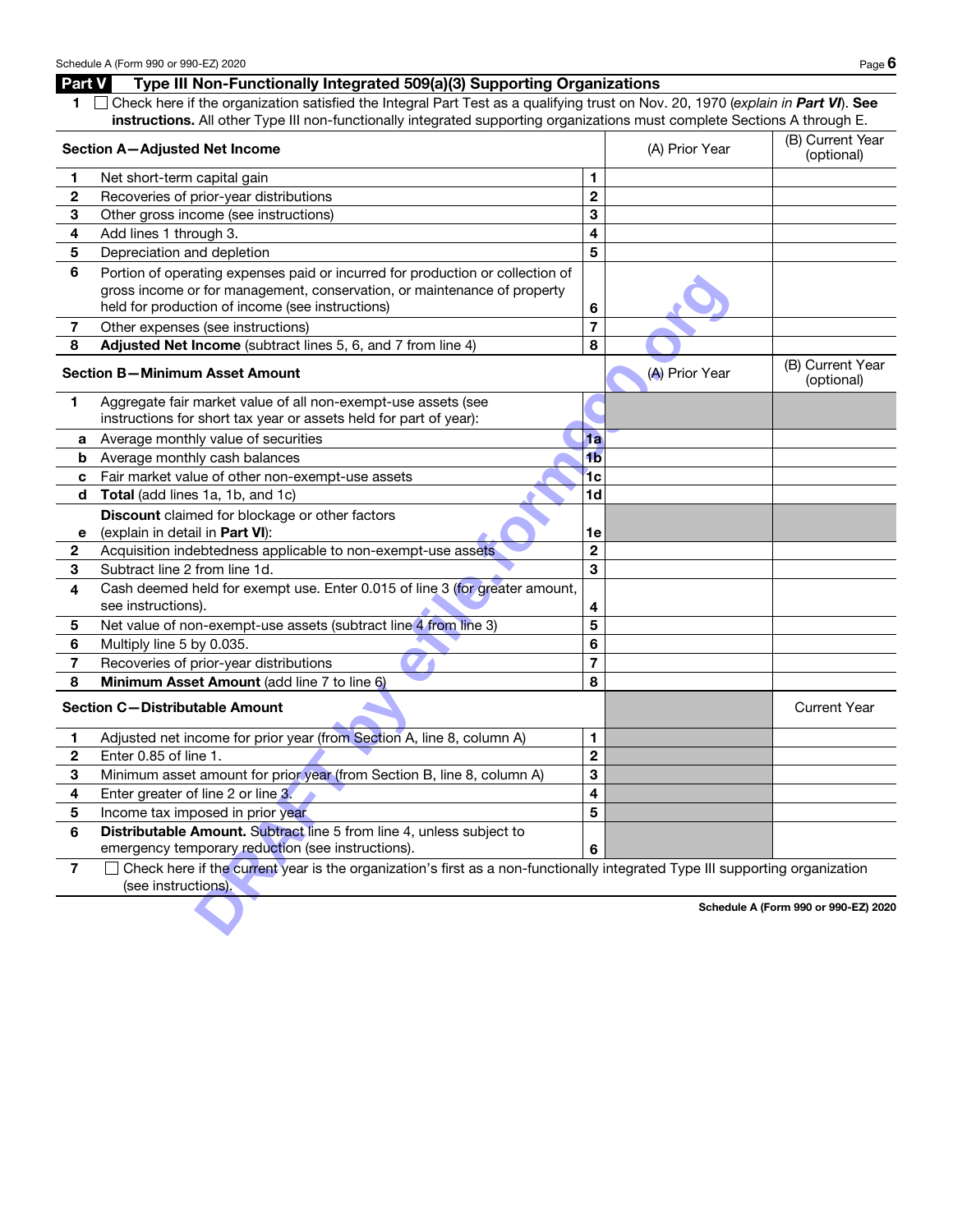## Part V Type III Non-Functionally Integrated 509(a)(3) Supporting Organizations

1 ☐ Check here if the organization satisfied the Integral Part Test as a qualifying trust on Nov. 20, 1970 (*explain in **Part VI***). **See instructions.** All other Type III non-functionally integrated supporting organizations must complete Sections A through E.

| **Section A—Adjusted Net Income** | | | (A) Prior Year | (B) Current Year (optional) |
|---|---|---|---|---|
| 1 | Net short-term capital gain | 1 | | |
| 2 | Recoveries of prior-year distributions | 2 | | |
| 3 | Other gross income (see instructions) | 3 | | |
| 4 | Add lines 1 through 3. | 4 | | |
| 5 | Depreciation and depletion | 5 | | |
| 6 | Portion of operating expenses paid or incurred for production or collection of gross income or for management, conservation, or maintenance of property held for production of income (see instructions) | 6 | | |
| 7 | Other expenses (see instructions) | 7 | | |
| 8 | **Adjusted Net Income** (subtract lines 5, 6, and 7 from line 4) | 8 | | |

| **Section B—Minimum Asset Amount** | | | (A) Prior Year | (B) Current Year (optional) |
|---|---|---|---|---|
| 1 | Aggregate fair market value of all non-exempt-use assets (see instructions for short tax year or assets held for part of year): | | | |
| a | Average monthly value of securities | 1a | | |
| b | Average monthly cash balances | 1b | | |
| c | Fair market value of other non-exempt-use assets | 1c | | |
| d | **Total** (add lines 1a, 1b, and 1c) | 1d | | |
| e | **Discount** claimed for blockage or other factors (explain in detail in **Part VI**): | 1e | | |
| 2 | Acquisition indebtedness applicable to non-exempt-use assets | 2 | | |
| 3 | Subtract line 2 from line 1d. | 3 | | |
| 4 | Cash deemed held for exempt use. Enter 0.015 of line 3 (for greater amount, see instructions). | 4 | | |
| 5 | Net value of non-exempt-use assets (subtract line 4 from line 3) | 5 | | |
| 6 | Multiply line 5 by 0.035. | 6 | | |
| 7 | Recoveries of prior-year distributions | 7 | | |
| 8 | **Minimum Asset Amount** (add line 7 to line 6) | 8 | | |

| **Section C—Distributable Amount** | | | | Current Year |
|---|---|---|---|---|
| 1 | Adjusted net income for prior year (from Section A, line 8, column A) | 1 | | |
| 2 | Enter 0.85 of line 1. | 2 | | |
| 3 | Minimum asset amount for prior year (from Section B, line 8, column A) | 3 | | |
| 4 | Enter greater of line 2 or line 3. | 4 | | |
| 5 | Income tax imposed in prior year | 5 | | |
| 6 | **Distributable Amount.** Subtract line 5 from line 4, unless subject to emergency temporary reduction (see instructions). | 6 | | |

7 ☐ Check here if the current year is the organization's first as a non-functionally integrated Type III supporting organization (see instructions).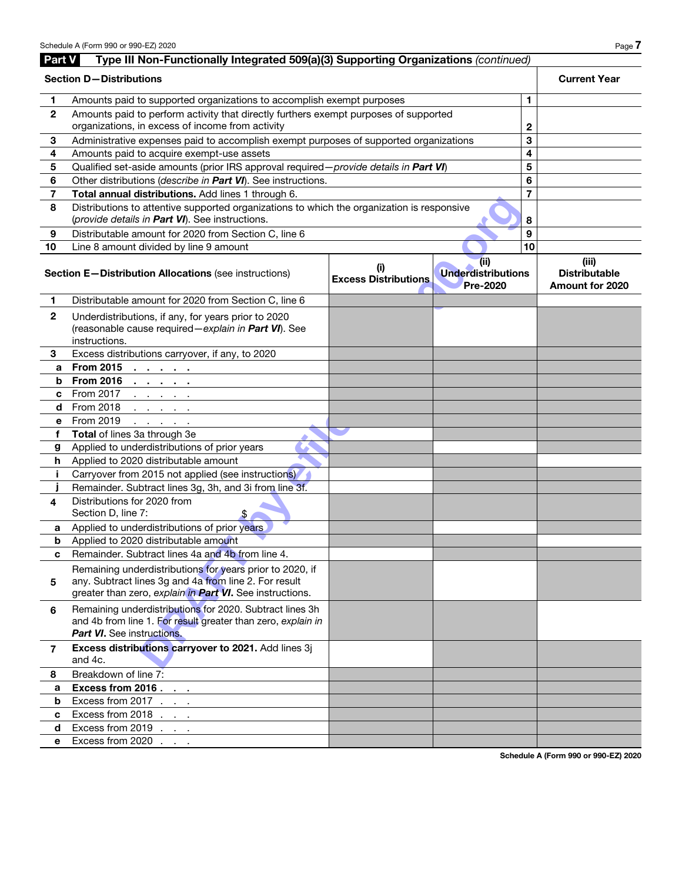## Part V Type III Non-Functionally Integrated 509(a)(3) Supporting Organizations *(continued)*

| | Section D—Distributions | | Current Year |
|---|---|---|---|
| 1 | Amounts paid to supported organizations to accomplish exempt purposes | 1 | |
| 2 | Amounts paid to perform activity that directly furthers exempt purposes of supported organizations, in excess of income from activity | 2 | |
| 3 | Administrative expenses paid to accomplish exempt purposes of supported organizations | 3 | |
| 4 | Amounts paid to acquire exempt-use assets | 4 | |
| 5 | Qualified set-aside amounts (prior IRS approval required—*provide details in* ***Part VI***) | 5 | |
| 6 | Other distributions (*describe in* ***Part VI***). See instructions. | 6 | |
| 7 | **Total annual distributions.** Add lines 1 through 6. | 7 | |
| 8 | Distributions to attentive supported organizations to which the organization is responsive (*provide details in* ***Part VI***). See instructions. | 8 | |
| 9 | Distributable amount for 2020 from Section C, line 6 | 9 | |
| 10 | Line 8 amount divided by line 9 amount | 10 | |

| | Section E—Distribution Allocations (see instructions) | (i) Excess Distributions | (ii) Underdistributions Pre-2020 | (iii) Distributable Amount for 2020 |
|---|---|---|---|---|
| 1 | Distributable amount for 2020 from Section C, line 6 | | | |
| 2 | Underdistributions, if any, for years prior to 2020 (reasonable cause required—*explain in* ***Part VI***). See instructions. | | | |
| 3 | Excess distributions carryover, if any, to 2020 | | | |
| a | **From 2015** | | | |
| b | **From 2016** | | | |
| c | From 2017 | | | |
| d | From 2018 | | | |
| e | From 2019 | | | |
| f | **Total** of lines 3a through 3e | | | |
| g | Applied to underdistributions of prior years | | | |
| h | Applied to 2020 distributable amount | | | |
| i | Carryover from 2015 not applied (see instructions) | | | |
| j | Remainder. Subtract lines 3g, 3h, and 3i from line 3f. | | | |
| 4 | Distributions for 2020 from Section D, line 7: $ | | | |
| a | Applied to underdistributions of prior years | | | |
| b | Applied to 2020 distributable amount | | | |
| c | Remainder. Subtract lines 4a and 4b from line 4. | | | |
| 5 | Remaining underdistributions for years prior to 2020, if any. Subtract lines 3g and 4a from line 2. For result greater than zero, *explain in* ***Part VI***. See instructions. | | | |
| 6 | Remaining underdistributions for 2020. Subtract lines 3h and 4b from line 1. For result greater than zero, *explain in* ***Part VI***. See instructions. | | | |
| 7 | **Excess distributions carryover to 2021.** Add lines 3j and 4c. | | | |
| 8 | Breakdown of line 7: | | | |
| a | **Excess from 2016** | | | |
| b | Excess from 2017 | | | |
| c | Excess from 2018 | | | |
| d | Excess from 2019 | | | |
| e | Excess from 2020 | | | |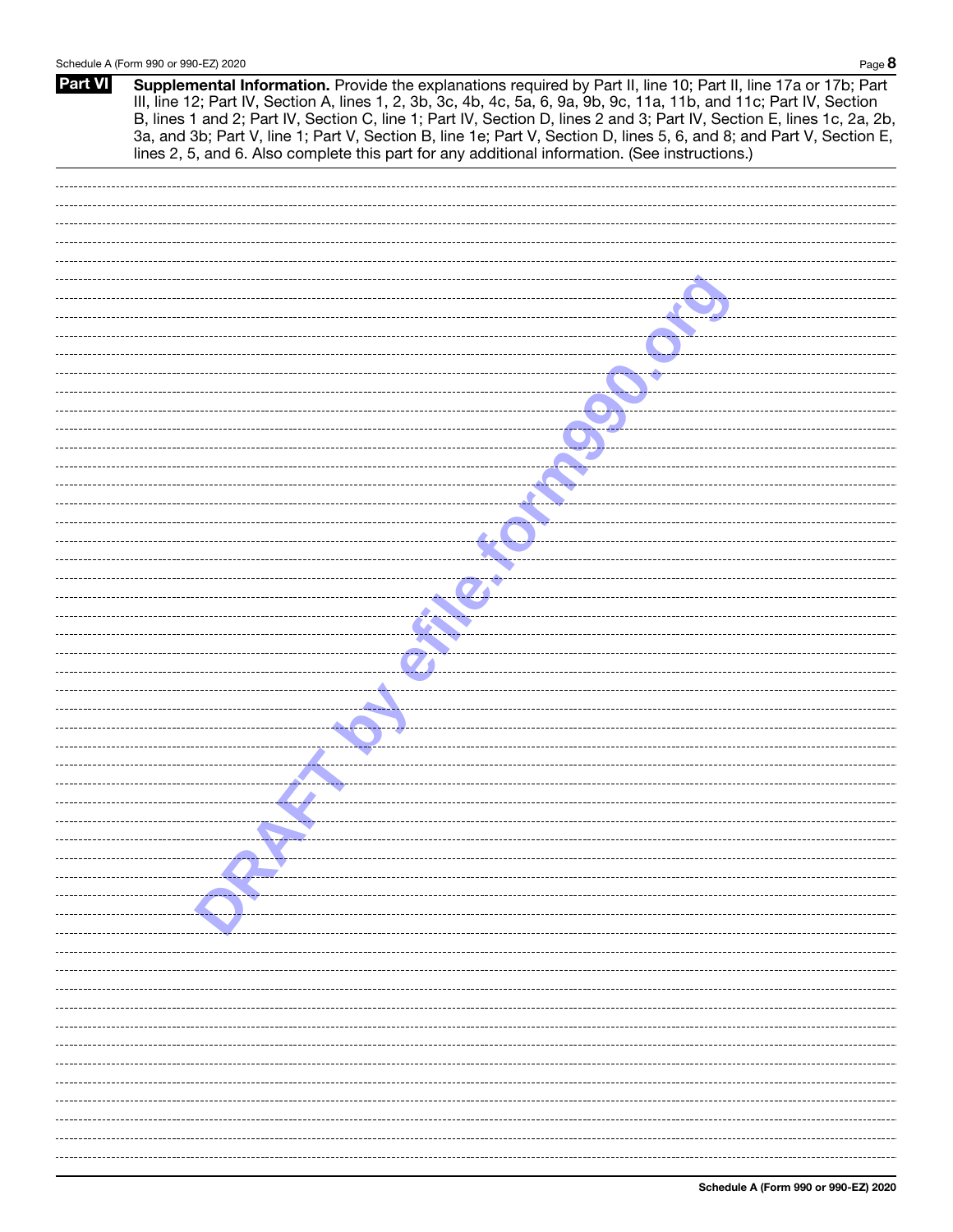**Part VI** **Supplemental Information.** Provide the explanations required by Part II, line 10; Part II, line 17a or 17b; Part III, line 12; Part IV, Section A, lines 1, 2, 3b, 3c, 4b, 4c, 5a, 6, 9a, 9b, 9c, 11a, 11b, and 11c; Part IV, Section B, lines 1 and 2; Part IV, Section C, line 1; Part IV, Section D, lines 2 and 3; Part IV, Section E, lines 1c, 2a, 2b, 3a, and 3b; Part V, line 1; Part V, Section B, line 1e; Part V, Section D, lines 5, 6, and 8; and Part V, Section E, lines 2, 5, and 6. Also complete this part for any additional information. (See instructions.)

DRAFT by efile.form990.org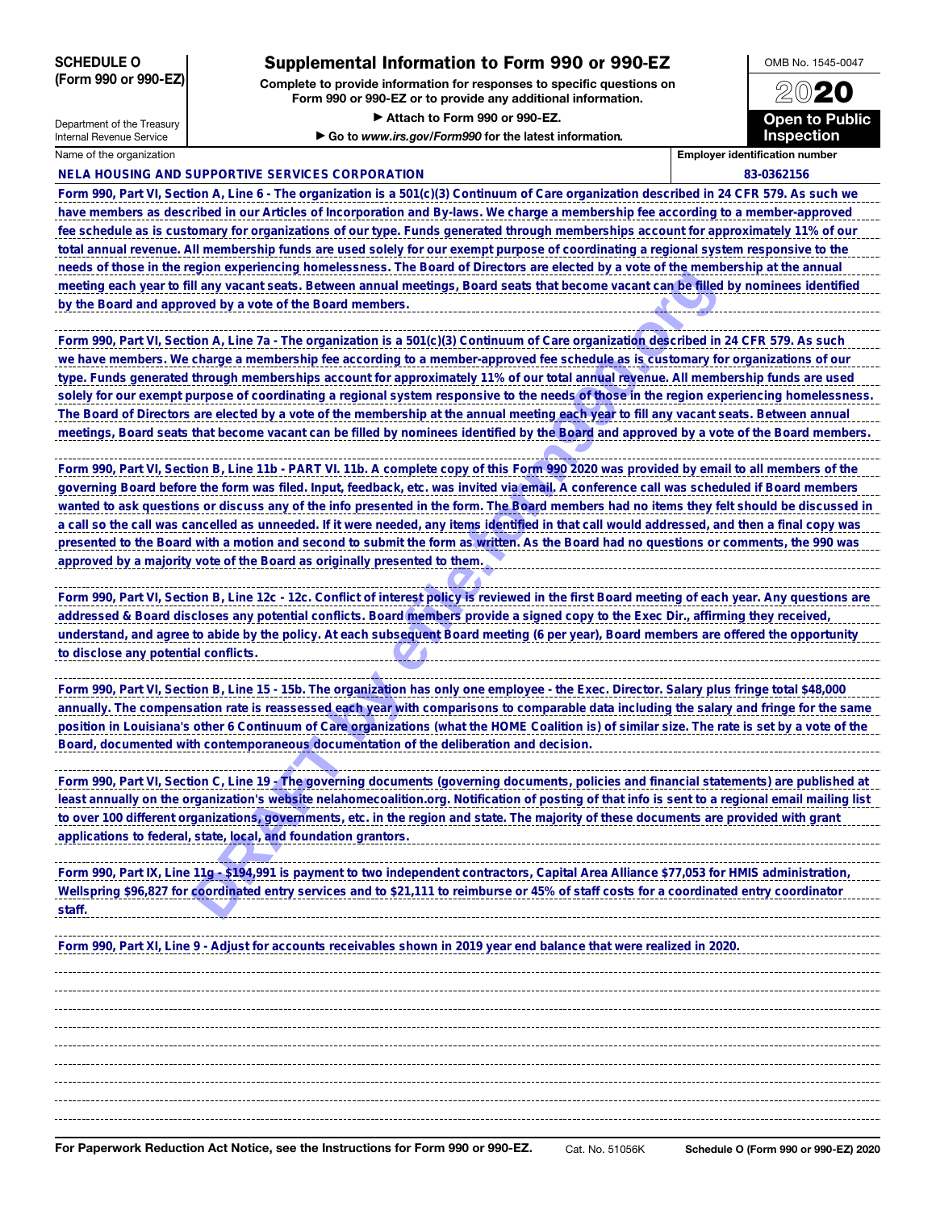**SCHEDULE O (Form 990 or 990-EZ)**

Department of the Treasury
Internal Revenue Service

# Supplemental Information to Form 990 or 990-EZ

**Complete to provide information for responses to specific questions on Form 990 or 990-EZ or to provide any additional information.**

**▶ Attach to Form 990 or 990-EZ.**

**▶ Go to *www.irs.gov/Form990* for the latest information.**

OMB No. 1545-0047

**2020**

**Open to Public Inspection**

| Name of the organization | Employer identification number |
|---|---|
| NELA HOUSING AND SUPPORTIVE SERVICES CORPORATION | 83-0362156 |

Form 990, Part VI, Section A, Line 6 - The organization is a 501(c)(3) Continuum of Care organization described in 24 CFR 579. As such we have members as described in our Articles of Incorporation and By-laws. We charge a membership fee according to a member-approved fee schedule as is customary for organizations of our type. Funds generated through memberships account for approximately 11% of our total annual revenue. All membership funds are used solely for our exempt purpose of coordinating a regional system responsive to the needs of those in the region experiencing homelessness. The Board of Directors are elected by a vote of the membership at the annual meeting each year to fill any vacant seats. Between annual meetings, Board seats that become vacant can be filled by nominees identified by the Board and approved by a vote of the Board members.

Form 990, Part VI, Section A, Line 7a - The organization is a 501(c)(3) Continuum of Care organization described in 24 CFR 579. As such we have members. We charge a membership fee according to a member-approved fee schedule as is customary for organizations of our type. Funds generated through memberships account for approximately 11% of our total annual revenue. All membership funds are used solely for our exempt purpose of coordinating a regional system responsive to the needs of those in the region experiencing homelessness. The Board of Directors are elected by a vote of the membership at the annual meeting each year to fill any vacant seats. Between annual meetings, Board seats that become vacant can be filled by nominees identified by the Board and approved by a vote of the Board members.

Form 990, Part VI, Section B, Line 11b - PART VI. 11b. A complete copy of this Form 990 2020 was provided by email to all members of the governing Board before the form was filed. Input, feedback, etc. was invited via email. A conference call was scheduled if Board members wanted to ask questions or discuss any of the info presented in the form. The Board members had no items they felt should be discussed in a call so the call was cancelled as unneeded. If it were needed, any items identified in that call would addressed, and then a final copy was presented to the Board with a motion and second to submit the form as written. As the Board had no questions or comments, the 990 was approved by a majority vote of the Board as originally presented to them.

Form 990, Part VI, Section B, Line 12c - 12c. Conflict of interest policy is reviewed in the first Board meeting of each year. Any questions are addressed & Board discloses any potential conflicts. Board members provide a signed copy to the Exec Dir., affirming they received, understand, and agree to abide by the policy. At each subsequent Board meeting (6 per year), Board members are offered the opportunity to disclose any potential conflicts.

Form 990, Part VI, Section B, Line 15 - 15b. The organization has only one employee - the Exec. Director. Salary plus fringe total $48,000 annually. The compensation rate is reassessed each year with comparisons to comparable data including the salary and fringe for the same position in Louisiana's other 6 Continuum of Care organizations (what the HOME Coalition is) of similar size. The rate is set by a vote of the Board, documented with contemporaneous documentation of the deliberation and decision.

Form 990, Part VI, Section C, Line 19 - The governing documents (governing documents, policies and financial statements) are published at least annually on the organization's website nelahomecoalition.org. Notification of posting of that info is sent to a regional email mailing list to over 100 different organizations, governments, etc. in the region and state. The majority of these documents are provided with grant applications to federal, state, local, and foundation grantors.

Form 990, Part IX, Line 11g - $194,991 is payment to two independent contractors, Capital Area Alliance $77,053 for HMIS administration, Wellspring $96,827 for coordinated entry services and to $21,111 to reimburse or 45% of staff costs for a coordinated entry coordinator staff.

Form 990, Part XI, Line 9 - Adjust for accounts receivables shown in 2019 year end balance that were realized in 2020.

For Paperwork Reduction Act Notice, see the Instructions for Form 990 or 990-EZ. Cat. No. 51056K Schedule O (Form 990 or 990-EZ) 2020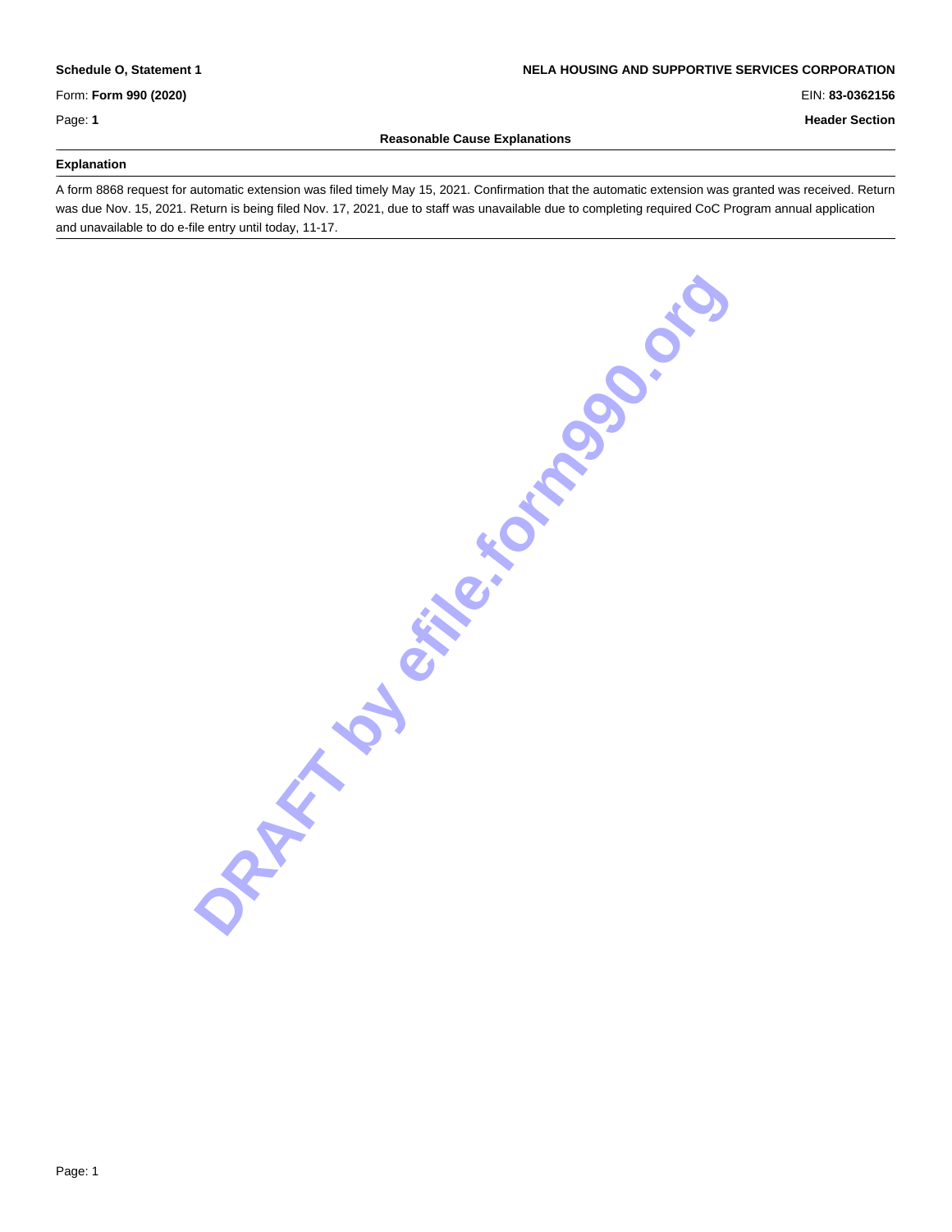**Schedule O, Statement 1** | **NELA HOUSING AND SUPPORTIVE SERVICES CORPORATION**

Form: **Form 990 (2020)** | EIN: **83-0362156**

Page: **1** | **Header Section**

## Reasonable Cause Explanations

| Explanation |
|---|
| A form 8868 request for automatic extension was filed timely May 15, 2021. Confirmation that the automatic extension was granted was received. Return was due Nov. 15, 2021. Return is being filed Nov. 17, 2021, due to staff was unavailable due to completing required CoC Program annual application and unavailable to do e-file entry until today, 11-17. |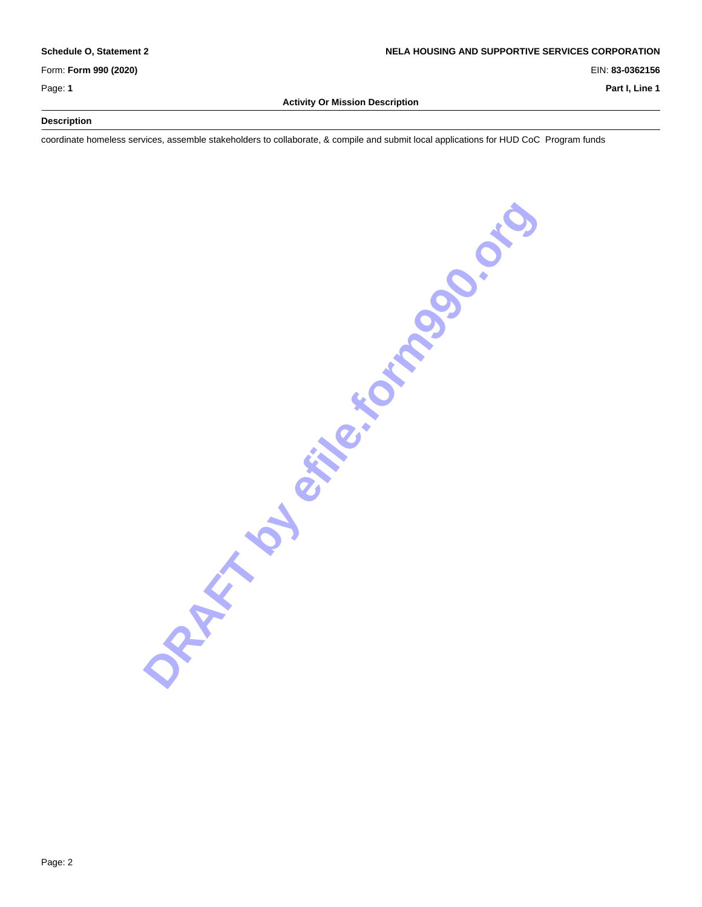Schedule O, Statement 2

NELA HOUSING AND SUPPORTIVE SERVICES CORPORATION

Form: **Form 990 (2020)**

EIN: **83-0362156**

Page: **1**

**Part I, Line 1**

**Activity Or Mission Description**

**Description**

coordinate homeless services, assemble stakeholders to collaborate, & compile and submit local applications for HUD CoC Program funds

DRAFT by efile.form990.org